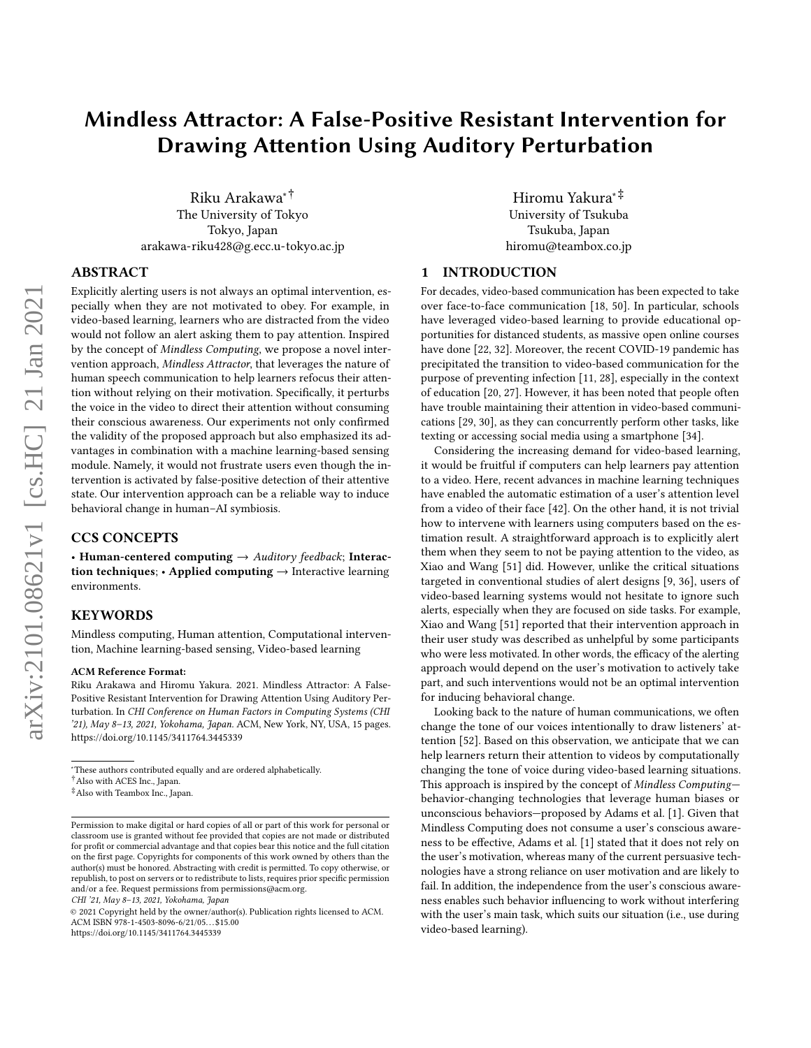# Mindless Attractor: A False-Positive Resistant Intervention for Drawing Attention Using Auditory Perturbation

Riku Arakawa[*,†]
The University of Tokyo
Tokyo, Japan
arakawa-riku428@g.ecc.u-tokyo.ac.jp

Hiromu Yakura[*,‡]
University of Tsukuba
Tsukuba, Japan
hiromu@teambox.co.jp

## ABSTRACT

Explicitly alerting users is not always an optimal intervention, especially when they are not motivated to obey. For example, in video-based learning, learners who are distracted from the video would not follow an alert asking them to pay attention. Inspired by the concept of *Mindless Computing*, we propose a novel intervention approach, *Mindless Attractor*, that leverages the nature of human speech communication to help learners refocus their attention without relying on their motivation. Specifically, it perturbs the voice in the video to direct their attention without consuming their conscious awareness. Our experiments not only confirmed the validity of the proposed approach but also emphasized its advantages in combination with a machine learning-based sensing module. Namely, it would not frustrate users even though the intervention is activated by false-positive detection of their attentive state. Our intervention approach can be a reliable way to induce behavioral change in human–AI symbiosis.

## CCS CONCEPTS

• **Human-centered computing** → *Auditory feedback*; **Interaction techniques**; • **Applied computing** → Interactive learning environments.

## KEYWORDS

Mindless computing, Human attention, Computational intervention, Machine learning-based sensing, Video-based learning

**ACM Reference Format:**

Riku Arakawa and Hiromu Yakura. 2021. Mindless Attractor: A False-Positive Resistant Intervention for Drawing Attention Using Auditory Perturbation. In *CHI Conference on Human Factors in Computing Systems (CHI '21), May 8–13, 2021, Yokohama, Japan.* ACM, New York, NY, USA, 15 pages. https://doi.org/10.1145/3411764.3445339

[*] These authors contributed equally and are ordered alphabetically.
[†] Also with ACES Inc., Japan.
[‡] Also with Teambox Inc., Japan.

Permission to make digital or hard copies of all or part of this work for personal or classroom use is granted without fee provided that copies are not made or distributed for profit or commercial advantage and that copies bear this notice and the full citation on the first page. Copyrights for components of this work owned by others than the author(s) must be honored. Abstracting with credit is permitted. To copy otherwise, or republish, to post on servers or to redistribute to lists, requires prior specific permission and/or a fee. Request permissions from permissions@acm.org.
*CHI '21, May 8–13, 2021, Yokohama, Japan*
© 2021 Copyright held by the owner/author(s). Publication rights licensed to ACM.
ACM ISBN 978-1-4503-8096-6/21/05...$15.00
https://doi.org/10.1145/3411764.3445339

## 1 INTRODUCTION

For decades, video-based communication has been expected to take over face-to-face communication [18, 50]. In particular, schools have leveraged video-based learning to provide educational opportunities for distanced students, as massive open online courses have done [22, 32]. Moreover, the recent COVID-19 pandemic has precipitated the transition to video-based communication for the purpose of preventing infection [11, 28], especially in the context of education [20, 27]. However, it has been noted that people often have trouble maintaining their attention in video-based communications [29, 30], as they can concurrently perform other tasks, like texting or accessing social media using a smartphone [34].

Considering the increasing demand for video-based learning, it would be fruitful if computers can help learners pay attention to a video. Here, recent advances in machine learning techniques have enabled the automatic estimation of a user's attention level from a video of their face [42]. On the other hand, it is not trivial how to intervene with learners using computers based on the estimation result. A straightforward approach is to explicitly alert them when they seem to not be paying attention to the video, as Xiao and Wang [51] did. However, unlike the critical situations targeted in conventional studies of alert designs [9, 36], users of video-based learning systems would not hesitate to ignore such alerts, especially when they are focused on side tasks. For example, Xiao and Wang [51] reported that their intervention approach in their user study was described as unhelpful by some participants who were less motivated. In other words, the efficacy of the alerting approach would depend on the user's motivation to actively take part, and such interventions would not be an optimal intervention for inducing behavioral change.

Looking back to the nature of human communications, we often change the tone of our voices intentionally to draw listeners' attention [52]. Based on this observation, we anticipate that we can help learners return their attention to videos by computationally changing the tone of voice during video-based learning situations. This approach is inspired by the concept of *Mindless Computing*—behavior-changing technologies that leverage human biases or unconscious behaviors—proposed by Adams et al. [1]. Given that Mindless Computing does not consume a user's conscious awareness to be effective, Adams et al. [1] stated that it does not rely on the user's motivation, whereas many of the current persuasive technologies have a strong reliance on user motivation and are likely to fail. In addition, the independence from the user's conscious awareness enables such behavior influencing to work without interfering with the user's main task, which suits our situation (i.e., use during video-based learning).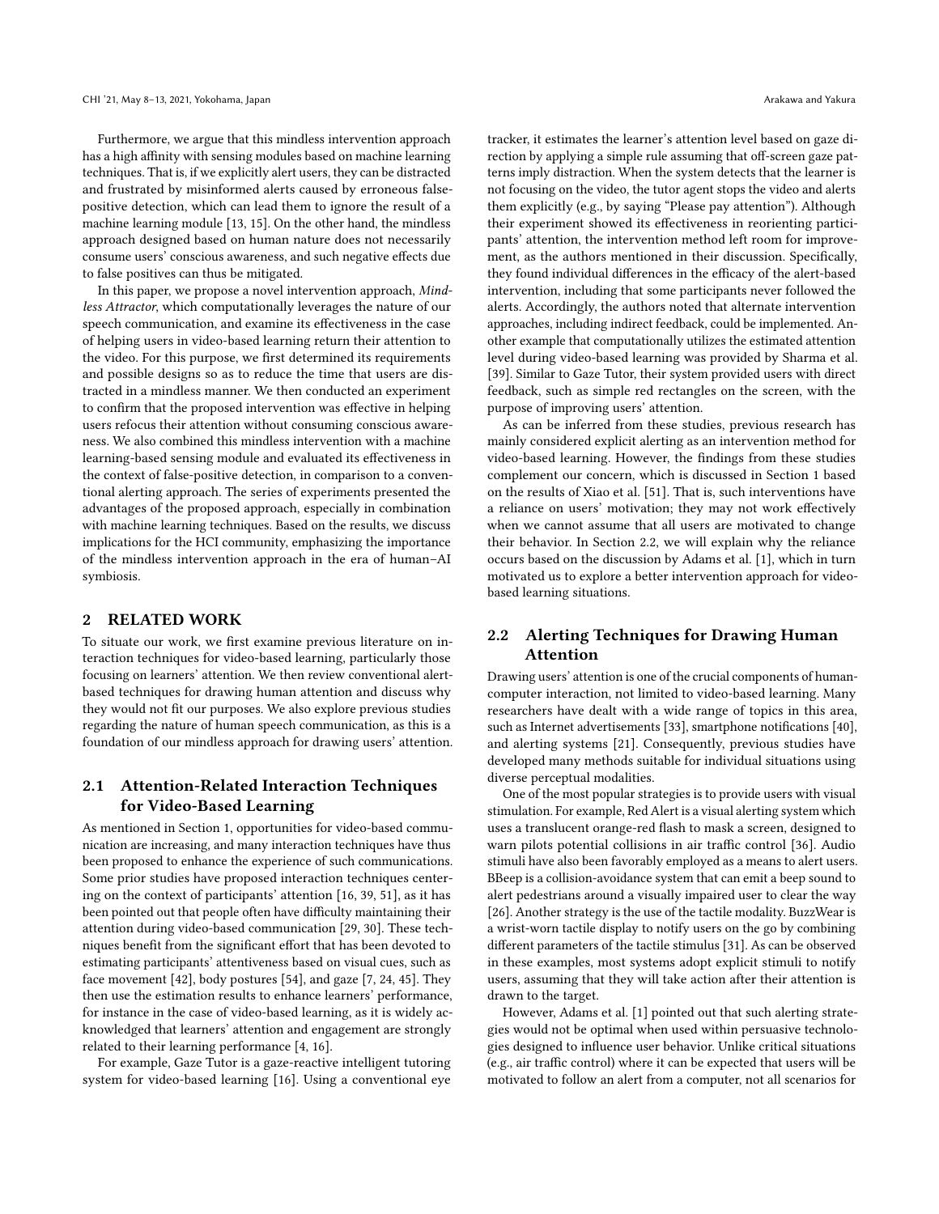Furthermore, we argue that this mindless intervention approach has a high affinity with sensing modules based on machine learning techniques. That is, if we explicitly alert users, they can be distracted and frustrated by misinformed alerts caused by erroneous false-positive detection, which can lead them to ignore the result of a machine learning module [13, 15]. On the other hand, the mindless approach designed based on human nature does not necessarily consume users' conscious awareness, and such negative effects due to false positives can thus be mitigated.

In this paper, we propose a novel intervention approach, *Mindless Attractor*, which computationally leverages the nature of our speech communication, and examine its effectiveness in the case of helping users in video-based learning return their attention to the video. For this purpose, we first determined its requirements and possible designs so as to reduce the time that users are distracted in a mindless manner. We then conducted an experiment to confirm that the proposed intervention was effective in helping users refocus their attention without consuming conscious awareness. We also combined this mindless intervention with a machine learning-based sensing module and evaluated its effectiveness in the context of false-positive detection, in comparison to a conventional alerting approach. The series of experiments presented the advantages of the proposed approach, especially in combination with machine learning techniques. Based on the results, we discuss implications for the HCI community, emphasizing the importance of the mindless intervention approach in the era of human–AI symbiosis.

## 2 RELATED WORK

To situate our work, we first examine previous literature on interaction techniques for video-based learning, particularly those focusing on learners' attention. We then review conventional alert-based techniques for drawing human attention and discuss why they would not fit our purposes. We also explore previous studies regarding the nature of human speech communication, as this is a foundation of our mindless approach for drawing users' attention.

### 2.1 Attention-Related Interaction Techniques for Video-Based Learning

As mentioned in Section 1, opportunities for video-based communication are increasing, and many interaction techniques have thus been proposed to enhance the experience of such communications. Some prior studies have proposed interaction techniques centering on the context of participants' attention [16, 39, 51], as it has been pointed out that people often have difficulty maintaining their attention during video-based communication [29, 30]. These techniques benefit from the significant effort that has been devoted to estimating participants' attentiveness based on visual cues, such as face movement [42], body postures [54], and gaze [7, 24, 45]. They then use the estimation results to enhance learners' performance, for instance in the case of video-based learning, as it is widely acknowledged that learners' attention and engagement are strongly related to their learning performance [4, 16].

For example, Gaze Tutor is a gaze-reactive intelligent tutoring system for video-based learning [16]. Using a conventional eye tracker, it estimates the learner's attention level based on gaze direction by applying a simple rule assuming that off-screen gaze patterns imply distraction. When the system detects that the learner is not focusing on the video, the tutor agent stops the video and alerts them explicitly (e.g., by saying "Please pay attention"). Although their experiment showed its effectiveness in reorienting participants' attention, the intervention method left room for improvement, as the authors mentioned in their discussion. Specifically, they found individual differences in the efficacy of the alert-based intervention, including that some participants never followed the alerts. Accordingly, the authors noted that alternate intervention approaches, including indirect feedback, could be implemented. Another example that computationally utilizes the estimated attention level during video-based learning was provided by Sharma et al. [39]. Similar to Gaze Tutor, their system provided users with direct feedback, such as simple red rectangles on the screen, with the purpose of improving users' attention.

As can be inferred from these studies, previous research has mainly considered explicit alerting as an intervention method for video-based learning. However, the findings from these studies complement our concern, which is discussed in Section 1 based on the results of Xiao et al. [51]. That is, such interventions have a reliance on users' motivation; they may not work effectively when we cannot assume that all users are motivated to change their behavior. In Section 2.2, we will explain why the reliance occurs based on the discussion by Adams et al. [1], which in turn motivated us to explore a better intervention approach for video-based learning situations.

### 2.2 Alerting Techniques for Drawing Human Attention

Drawing users' attention is one of the crucial components of human-computer interaction, not limited to video-based learning. Many researchers have dealt with a wide range of topics in this area, such as Internet advertisements [33], smartphone notifications [40], and alerting systems [21]. Consequently, previous studies have developed many methods suitable for individual situations using diverse perceptual modalities.

One of the most popular strategies is to provide users with visual stimulation. For example, Red Alert is a visual alerting system which uses a translucent orange-red flash to mask a screen, designed to warn pilots potential collisions in air traffic control [36]. Audio stimuli have also been favorably employed as a means to alert users. BBeep is a collision-avoidance system that can emit a beep sound to alert pedestrians around a visually impaired user to clear the way [26]. Another strategy is the use of the tactile modality. BuzzWear is a wrist-worn tactile display to notify users on the go by combining different parameters of the tactile stimulus [31]. As can be observed in these examples, most systems adopt explicit stimuli to notify users, assuming that they will take action after their attention is drawn to the target.

However, Adams et al. [1] pointed out that such alerting strategies would not be optimal when used within persuasive technologies designed to influence user behavior. Unlike critical situations (e.g., air traffic control) where it can be expected that users will be motivated to follow an alert from a computer, not all scenarios for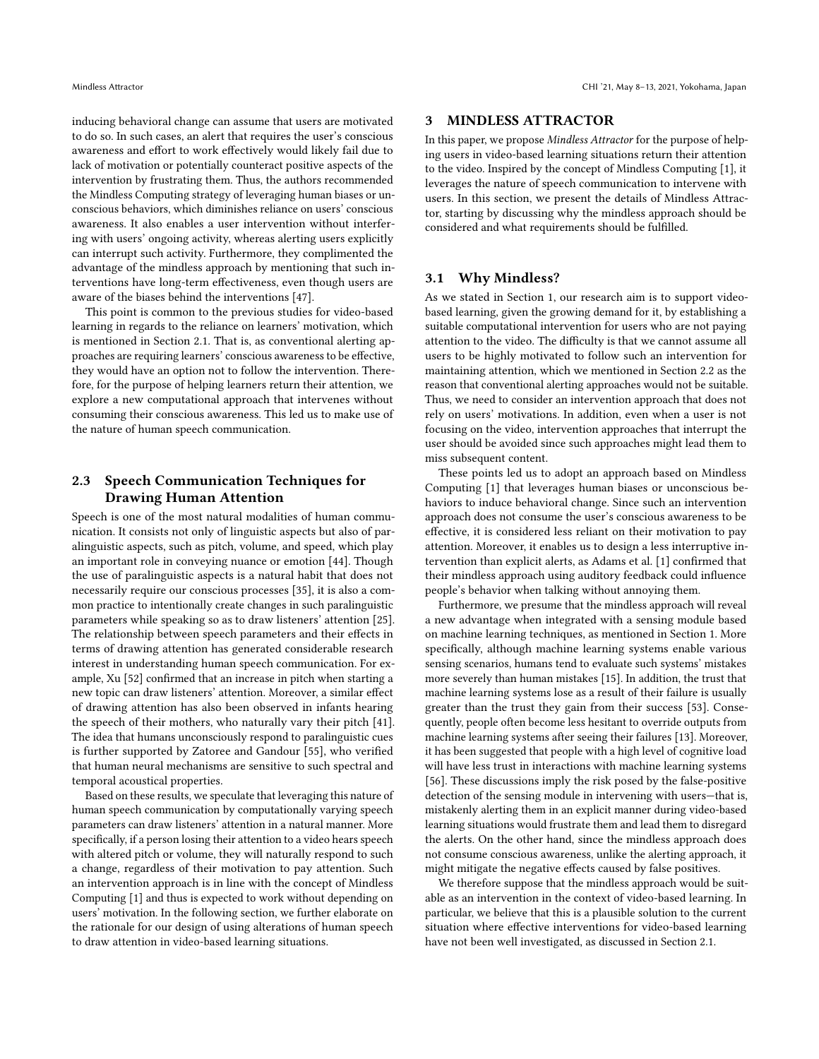inducing behavioral change can assume that users are motivated to do so. In such cases, an alert that requires the user's conscious awareness and effort to work effectively would likely fail due to lack of motivation or potentially counteract positive aspects of the intervention by frustrating them. Thus, the authors recommended the Mindless Computing strategy of leveraging human biases or unconscious behaviors, which diminishes reliance on users' conscious awareness. It also enables a user intervention without interfering with users' ongoing activity, whereas alerting users explicitly can interrupt such activity. Furthermore, they complimented the advantage of the mindless approach by mentioning that such interventions have long-term effectiveness, even though users are aware of the biases behind the interventions [47].

This point is common to the previous studies for video-based learning in regards to the reliance on learners' motivation, which is mentioned in Section 2.1. That is, as conventional alerting approaches are requiring learners' conscious awareness to be effective, they would have an option not to follow the intervention. Therefore, for the purpose of helping learners return their attention, we explore a new computational approach that intervenes without consuming their conscious awareness. This led us to make use of the nature of human speech communication.

## 2.3 Speech Communication Techniques for Drawing Human Attention

Speech is one of the most natural modalities of human communication. It consists not only of linguistic aspects but also of paralinguistic aspects, such as pitch, volume, and speed, which play an important role in conveying nuance or emotion [44]. Though the use of paralinguistic aspects is a natural habit that does not necessarily require our conscious processes [35], it is also a common practice to intentionally create changes in such paralinguistic parameters while speaking so as to draw listeners' attention [25]. The relationship between speech parameters and their effects in terms of drawing attention has generated considerable research interest in understanding human speech communication. For example, Xu [52] confirmed that an increase in pitch when starting a new topic can draw listeners' attention. Moreover, a similar effect of drawing attention has also been observed in infants hearing the speech of their mothers, who naturally vary their pitch [41]. The idea that humans unconsciously respond to paralinguistic cues is further supported by Zatoree and Gandour [55], who verified that human neural mechanisms are sensitive to such spectral and temporal acoustical properties.

Based on these results, we speculate that leveraging this nature of human speech communication by computationally varying speech parameters can draw listeners' attention in a natural manner. More specifically, if a person losing their attention to a video hears speech with altered pitch or volume, they will naturally respond to such a change, regardless of their motivation to pay attention. Such an intervention approach is in line with the concept of Mindless Computing [1] and thus is expected to work without depending on users' motivation. In the following section, we further elaborate on the rationale for our design of using alterations of human speech to draw attention in video-based learning situations.

# 3 MINDLESS ATTRACTOR

In this paper, we propose *Mindless Attractor* for the purpose of helping users in video-based learning situations return their attention to the video. Inspired by the concept of Mindless Computing [1], it leverages the nature of speech communication to intervene with users. In this section, we present the details of Mindless Attractor, starting by discussing why the mindless approach should be considered and what requirements should be fulfilled.

## 3.1 Why Mindless?

As we stated in Section 1, our research aim is to support video-based learning, given the growing demand for it, by establishing a suitable computational intervention for users who are not paying attention to the video. The difficulty is that we cannot assume all users to be highly motivated to follow such an intervention for maintaining attention, which we mentioned in Section 2.2 as the reason that conventional alerting approaches would not be suitable. Thus, we need to consider an intervention approach that does not rely on users' motivations. In addition, even when a user is not focusing on the video, intervention approaches that interrupt the user should be avoided since such approaches might lead them to miss subsequent content.

These points led us to adopt an approach based on Mindless Computing [1] that leverages human biases or unconscious behaviors to induce behavioral change. Since such an intervention approach does not consume the user's conscious awareness to be effective, it is considered less reliant on their motivation to pay attention. Moreover, it enables us to design a less interruptive intervention than explicit alerts, as Adams et al. [1] confirmed that their mindless approach using auditory feedback could influence people's behavior when talking without annoying them.

Furthermore, we presume that the mindless approach will reveal a new advantage when integrated with a sensing module based on machine learning techniques, as mentioned in Section 1. More specifically, although machine learning systems enable various sensing scenarios, humans tend to evaluate such systems' mistakes more severely than human mistakes [15]. In addition, the trust that machine learning systems lose as a result of their failure is usually greater than the trust they gain from their success [53]. Consequently, people often become less hesitant to override outputs from machine learning systems after seeing their failures [13]. Moreover, it has been suggested that people with a high level of cognitive load will have less trust in interactions with machine learning systems [56]. These discussions imply the risk posed by the false-positive detection of the sensing module in intervening with users—that is, mistakenly alerting them in an explicit manner during video-based learning situations would frustrate them and lead them to disregard the alerts. On the other hand, since the mindless approach does not consume conscious awareness, unlike the alerting approach, it might mitigate the negative effects caused by false positives.

We therefore suppose that the mindless approach would be suitable as an intervention in the context of video-based learning. In particular, we believe that this is a plausible solution to the current situation where effective interventions for video-based learning have not been well investigated, as discussed in Section 2.1.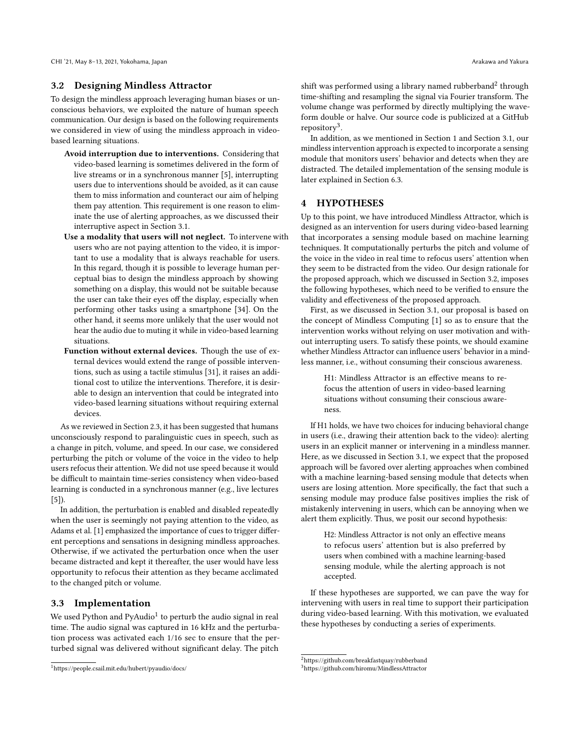## 3.2 Designing Mindless Attractor

To design the mindless approach leveraging human biases or unconscious behaviors, we exploited the nature of human speech communication. Our design is based on the following requirements we considered in view of using the mindless approach in video-based learning situations.

- **Avoid interruption due to interventions.** Considering that video-based learning is sometimes delivered in the form of live streams or in a synchronous manner [5], interrupting users due to interventions should be avoided, as it can cause them to miss information and counteract our aim of helping them pay attention. This requirement is one reason to eliminate the use of alerting approaches, as we discussed their interruptive aspect in Section 3.1.
- **Use a modality that users will not neglect.** To intervene with users who are not paying attention to the video, it is important to use a modality that is always reachable for users. In this regard, though it is possible to leverage human perceptual bias to design the mindless approach by showing something on a display, this would not be suitable because the user can take their eyes off the display, especially when performing other tasks using a smartphone [34]. On the other hand, it seems more unlikely that the user would not hear the audio due to muting it while in video-based learning situations.
- **Function without external devices.** Though the use of external devices would extend the range of possible interventions, such as using a tactile stimulus [31], it raises an additional cost to utilize the interventions. Therefore, it is desirable to design an intervention that could be integrated into video-based learning situations without requiring external devices.

As we reviewed in Section 2.3, it has been suggested that humans unconsciously respond to paralinguistic cues in speech, such as a change in pitch, volume, and speed. In our case, we considered perturbing the pitch or volume of the voice in the video to help users refocus their attention. We did not use speed because it would be difficult to maintain time-series consistency when video-based learning is conducted in a synchronous manner (e.g., live lectures [5]).

In addition, the perturbation is enabled and disabled repeatedly when the user is seemingly not paying attention to the video, as Adams et al. [1] emphasized the importance of cues to trigger different perceptions and sensations in designing mindless approaches. Otherwise, if we activated the perturbation once when the user became distracted and kept it thereafter, the user would have less opportunity to refocus their attention as they became acclimated to the changed pitch or volume.

## 3.3 Implementation

We used Python and PyAudio[1] to perturb the audio signal in real time. The audio signal was captured in 16 kHz and the perturbation process was activated each 1/16 sec to ensure that the perturbed signal was delivered without significant delay. The pitch shift was performed using a library named rubberband[2] through time-shifting and resampling the signal via Fourier transform. The volume change was performed by directly multiplying the waveform double or halve. Our source code is publicized at a GitHub repository[3].

In addition, as we mentioned in Section 1 and Section 3.1, our mindless intervention approach is expected to incorporate a sensing module that monitors users' behavior and detects when they are distracted. The detailed implementation of the sensing module is later explained in Section 6.3.

# 4 HYPOTHESES

Up to this point, we have introduced Mindless Attractor, which is designed as an intervention for users during video-based learning that incorporates a sensing module based on machine learning techniques. It computationally perturbs the pitch and volume of the voice in the video in real time to refocus users' attention when they seem to be distracted from the video. Our design rationale for the proposed approach, which we discussed in Section 3.2, imposes the following hypotheses, which need to be verified to ensure the validity and effectiveness of the proposed approach.

First, as we discussed in Section 3.1, our proposal is based on the concept of Mindless Computing [1] so as to ensure that the intervention works without relying on user motivation and without interrupting users. To satisfy these points, we should examine whether Mindless Attractor can influence users' behavior in a mindless manner, i.e., without consuming their conscious awareness.

> H1: Mindless Attractor is an effective means to refocus the attention of users in video-based learning situations without consuming their conscious awareness.

If H1 holds, we have two choices for inducing behavioral change in users (i.e., drawing their attention back to the video): alerting users in an explicit manner or intervening in a mindless manner. Here, as we discussed in Section 3.1, we expect that the proposed approach will be favored over alerting approaches when combined with a machine learning-based sensing module that detects when users are losing attention. More specifically, the fact that such a sensing module may produce false positives implies the risk of mistakenly intervening in users, which can be annoying when we alert them explicitly. Thus, we posit our second hypothesis:

> H2: Mindless Attractor is not only an effective means to refocus users' attention but is also preferred by users when combined with a machine learning-based sensing module, while the alerting approach is not accepted.

If these hypotheses are supported, we can pave the way for intervening with users in real time to support their participation during video-based learning. With this motivation, we evaluated these hypotheses by conducting a series of experiments.

---

[1] https://people.csail.mit.edu/hubert/pyaudio/docs/

[2] https://github.com/breakfastquay/rubberband

[3] https://github.com/hiromu/MindlessAttractor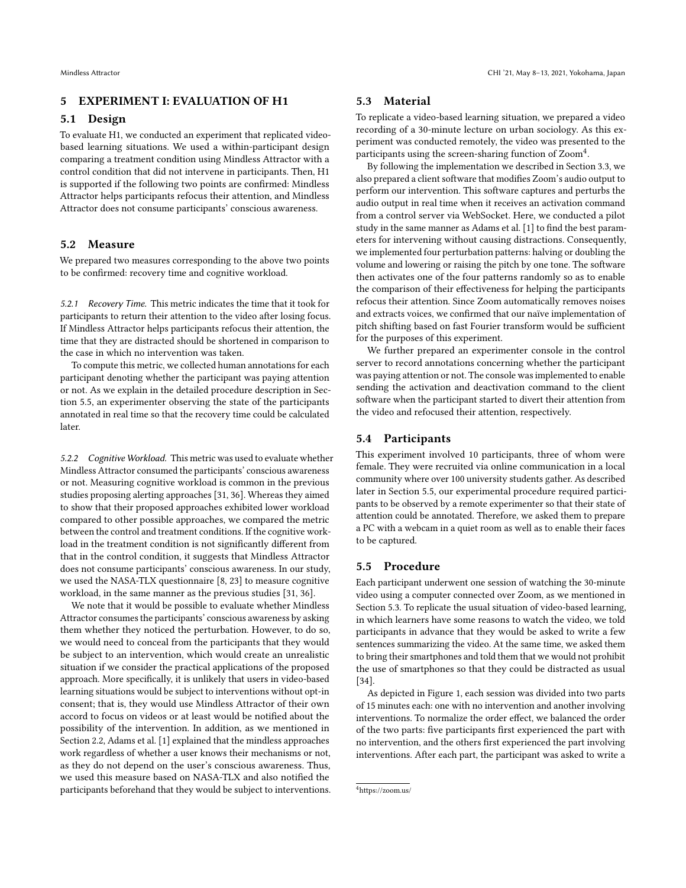## 5 EXPERIMENT I: EVALUATION OF H1

### 5.1 Design

To evaluate H1, we conducted an experiment that replicated video-based learning situations. We used a within-participant design comparing a treatment condition using Mindless Attractor with a control condition that did not intervene in participants. Then, H1 is supported if the following two points are confirmed: Mindless Attractor helps participants refocus their attention, and Mindless Attractor does not consume participants' conscious awareness.

### 5.2 Measure

We prepared two measures corresponding to the above two points to be confirmed: recovery time and cognitive workload.

*5.2.1 Recovery Time.* This metric indicates the time that it took for participants to return their attention to the video after losing focus. If Mindless Attractor helps participants refocus their attention, the time that they are distracted should be shortened in comparison to the case in which no intervention was taken.

To compute this metric, we collected human annotations for each participant denoting whether the participant was paying attention or not. As we explain in the detailed procedure description in Section 5.5, an experimenter observing the state of the participants annotated in real time so that the recovery time could be calculated later.

*5.2.2 Cognitive Workload.* This metric was used to evaluate whether Mindless Attractor consumed the participants' conscious awareness or not. Measuring cognitive workload is common in the previous studies proposing alerting approaches [31, 36]. Whereas they aimed to show that their proposed approaches exhibited lower workload compared to other possible approaches, we compared the metric between the control and treatment conditions. If the cognitive workload in the treatment condition is not significantly different from that in the control condition, it suggests that Mindless Attractor does not consume participants' conscious awareness. In our study, we used the NASA-TLX questionnaire [8, 23] to measure cognitive workload, in the same manner as the previous studies [31, 36].

We note that it would be possible to evaluate whether Mindless Attractor consumes the participants' conscious awareness by asking them whether they noticed the perturbation. However, to do so, we would need to conceal from the participants that they would be subject to an intervention, which would create an unrealistic situation if we consider the practical applications of the proposed approach. More specifically, it is unlikely that users in video-based learning situations would be subject to interventions without opt-in consent; that is, they would use Mindless Attractor of their own accord to focus on videos or at least would be notified about the possibility of the intervention. In addition, as we mentioned in Section 2.2, Adams et al. [1] explained that the mindless approaches work regardless of whether a user knows their mechanisms or not, as they do not depend on the user's conscious awareness. Thus, we used this measure based on NASA-TLX and also notified the participants beforehand that they would be subject to interventions.

### 5.3 Material

To replicate a video-based learning situation, we prepared a video recording of a 30-minute lecture on urban sociology. As this experiment was conducted remotely, the video was presented to the participants using the screen-sharing function of Zoom[4].

By following the implementation we described in Section 3.3, we also prepared a client software that modifies Zoom's audio output to perform our intervention. This software captures and perturbs the audio output in real time when it receives an activation command from a control server via WebSocket. Here, we conducted a pilot study in the same manner as Adams et al. [1] to find the best parameters for intervening without causing distractions. Consequently, we implemented four perturbation patterns: halving or doubling the volume and lowering or raising the pitch by one tone. The software then activates one of the four patterns randomly so as to enable the comparison of their effectiveness for helping the participants refocus their attention. Since Zoom automatically removes noises and extracts voices, we confirmed that our naïve implementation of pitch shifting based on fast Fourier transform would be sufficient for the purposes of this experiment.

We further prepared an experimenter console in the control server to record annotations concerning whether the participant was paying attention or not. The console was implemented to enable sending the activation and deactivation command to the client software when the participant started to divert their attention from the video and refocused their attention, respectively.

### 5.4 Participants

This experiment involved 10 participants, three of whom were female. They were recruited via online communication in a local community where over 100 university students gather. As described later in Section 5.5, our experimental procedure required participants to be observed by a remote experimenter so that their state of attention could be annotated. Therefore, we asked them to prepare a PC with a webcam in a quiet room as well as to enable their faces to be captured.

### 5.5 Procedure

Each participant underwent one session of watching the 30-minute video using a computer connected over Zoom, as we mentioned in Section 5.3. To replicate the usual situation of video-based learning, in which learners have some reasons to watch the video, we told participants in advance that they would be asked to write a few sentences summarizing the video. At the same time, we asked them to bring their smartphones and told them that we would not prohibit the use of smartphones so that they could be distracted as usual [34].

As depicted in Figure 1, each session was divided into two parts of 15 minutes each: one with no intervention and another involving interventions. To normalize the order effect, we balanced the order of the two parts: five participants first experienced the part with no intervention, and the others first experienced the part involving interventions. After each part, the participant was asked to write a

[4] https://zoom.us/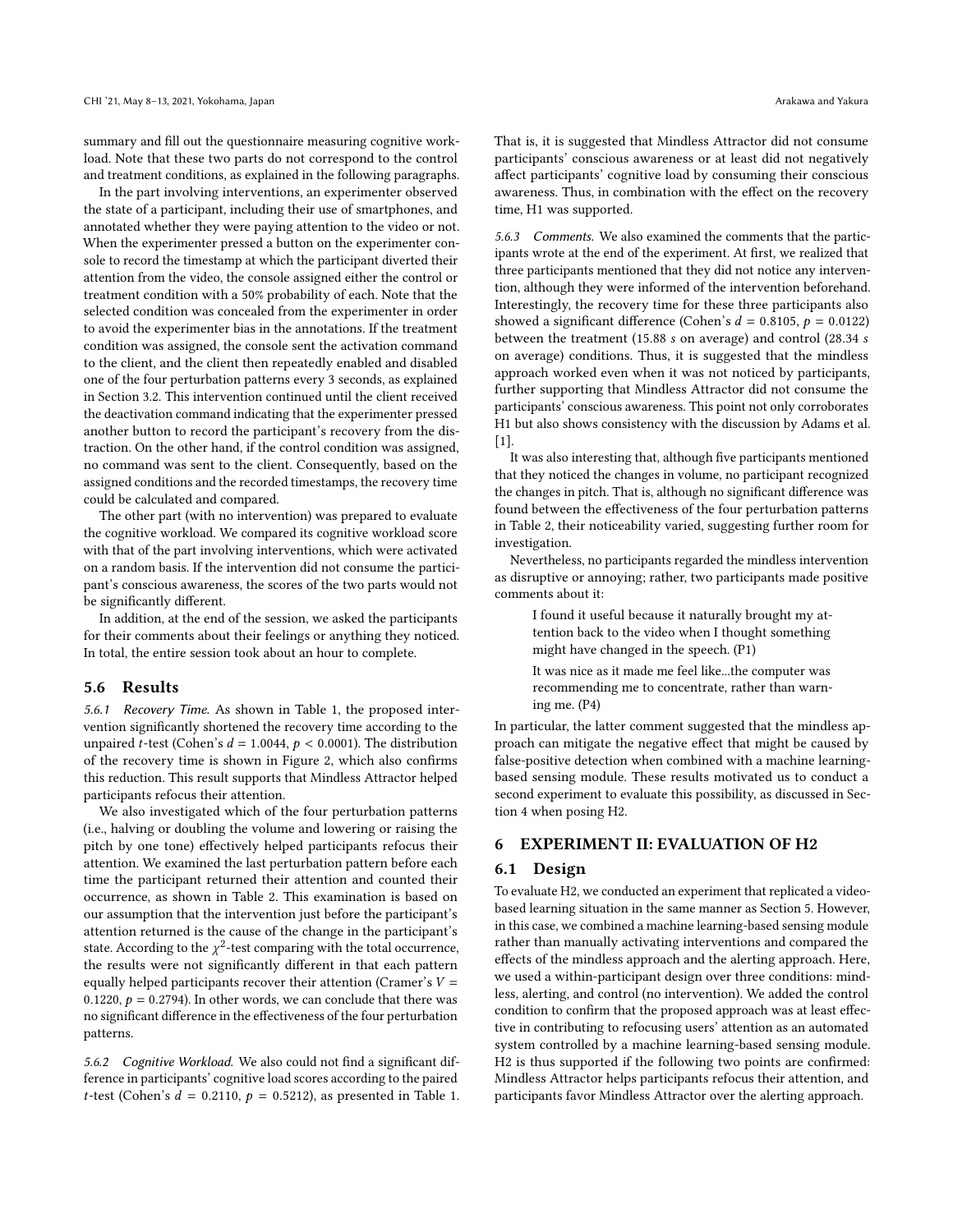summary and fill out the questionnaire measuring cognitive workload. Note that these two parts do not correspond to the control and treatment conditions, as explained in the following paragraphs.

In the part involving interventions, an experimenter observed the state of a participant, including their use of smartphones, and annotated whether they were paying attention to the video or not. When the experimenter pressed a button on the experimenter console to record the timestamp at which the participant diverted their attention from the video, the console assigned either the control or treatment condition with a 50% probability of each. Note that the selected condition was concealed from the experimenter in order to avoid the experimenter bias in the annotations. If the treatment condition was assigned, the console sent the activation command to the client, and the client then repeatedly enabled and disabled one of the four perturbation patterns every 3 seconds, as explained in Section 3.2. This intervention continued until the client received the deactivation command indicating that the experimenter pressed another button to record the participant's recovery from the distraction. On the other hand, if the control condition was assigned, no command was sent to the client. Consequently, based on the assigned conditions and the recorded timestamps, the recovery time could be calculated and compared.

The other part (with no intervention) was prepared to evaluate the cognitive workload. We compared its cognitive workload score with that of the part involving interventions, which were activated on a random basis. If the intervention did not consume the participant's conscious awareness, the scores of the two parts would not be significantly different.

In addition, at the end of the session, we asked the participants for their comments about their feelings or anything they noticed. In total, the entire session took about an hour to complete.

## 5.6 Results

*5.6.1 Recovery Time.* As shown in Table 1, the proposed intervention significantly shortened the recovery time according to the unpaired $t$-test (Cohen's $d = 1.0044$, $p < 0.0001$). The distribution of the recovery time is shown in Figure 2, which also confirms this reduction. This result supports that Mindless Attractor helped participants refocus their attention.

We also investigated which of the four perturbation patterns (i.e., halving or doubling the volume and lowering or raising the pitch by one tone) effectively helped participants refocus their attention. We examined the last perturbation pattern before each time the participant returned their attention and counted their occurrence, as shown in Table 2. This examination is based on our assumption that the intervention just before the participant's attention returned is the cause of the change in the participant's state. According to the $\chi^2$-test comparing with the total occurrence, the results were not significantly different in that each pattern equally helped participants recover their attention (Cramer's $V = 0.1220$, $p = 0.2794$). In other words, we can conclude that there was no significant difference in the effectiveness of the four perturbation patterns.

*5.6.2 Cognitive Workload.* We also could not find a significant difference in participants' cognitive load scores according to the paired $t$-test (Cohen's $d = 0.2110$, $p = 0.5212$), as presented in Table 1. That is, it is suggested that Mindless Attractor did not consume participants' conscious awareness or at least did not negatively affect participants' cognitive load by consuming their conscious awareness. Thus, in combination with the effect on the recovery time, H1 was supported.

*5.6.3 Comments.* We also examined the comments that the participants wrote at the end of the experiment. At first, we realized that three participants mentioned that they did not notice any intervention, although they were informed of the intervention beforehand. Interestingly, the recovery time for these three participants also showed a significant difference (Cohen's $d = 0.8105$, $p = 0.0122$) between the treatment (15.88 $s$ on average) and control (28.34 $s$ on average) conditions. Thus, it is suggested that the mindless approach worked even when it was not noticed by participants, further supporting that Mindless Attractor did not consume the participants' conscious awareness. This point not only corroborates H1 but also shows consistency with the discussion by Adams et al. [1].

It was also interesting that, although five participants mentioned that they noticed the changes in volume, no participant recognized the changes in pitch. That is, although no significant difference was found between the effectiveness of the four perturbation patterns in Table 2, their noticeability varied, suggesting further room for investigation.

Nevertheless, no participants regarded the mindless intervention as disruptive or annoying; rather, two participants made positive comments about it:

> I found it useful because it naturally brought my attention back to the video when I thought something might have changed in the speech. (P1)

> It was nice as it made me feel like...the computer was recommending me to concentrate, rather than warning me. (P4)

In particular, the latter comment suggested that the mindless approach can mitigate the negative effect that might be caused by false-positive detection when combined with a machine learning-based sensing module. These results motivated us to conduct a second experiment to evaluate this possibility, as discussed in Section 4 when posing H2.

# 6 EXPERIMENT II: EVALUATION OF H2

## 6.1 Design

To evaluate H2, we conducted an experiment that replicated a video-based learning situation in the same manner as Section 5. However, in this case, we combined a machine learning-based sensing module rather than manually activating interventions and compared the effects of the mindless approach and the alerting approach. Here, we used a within-participant design over three conditions: mindless, alerting, and control (no intervention). We added the control condition to confirm that the proposed approach was at least effective in contributing to refocusing users' attention as an automated system controlled by a machine learning-based sensing module. H2 is thus supported if the following two points are confirmed: Mindless Attractor helps participants refocus their attention, and participants favor Mindless Attractor over the alerting approach.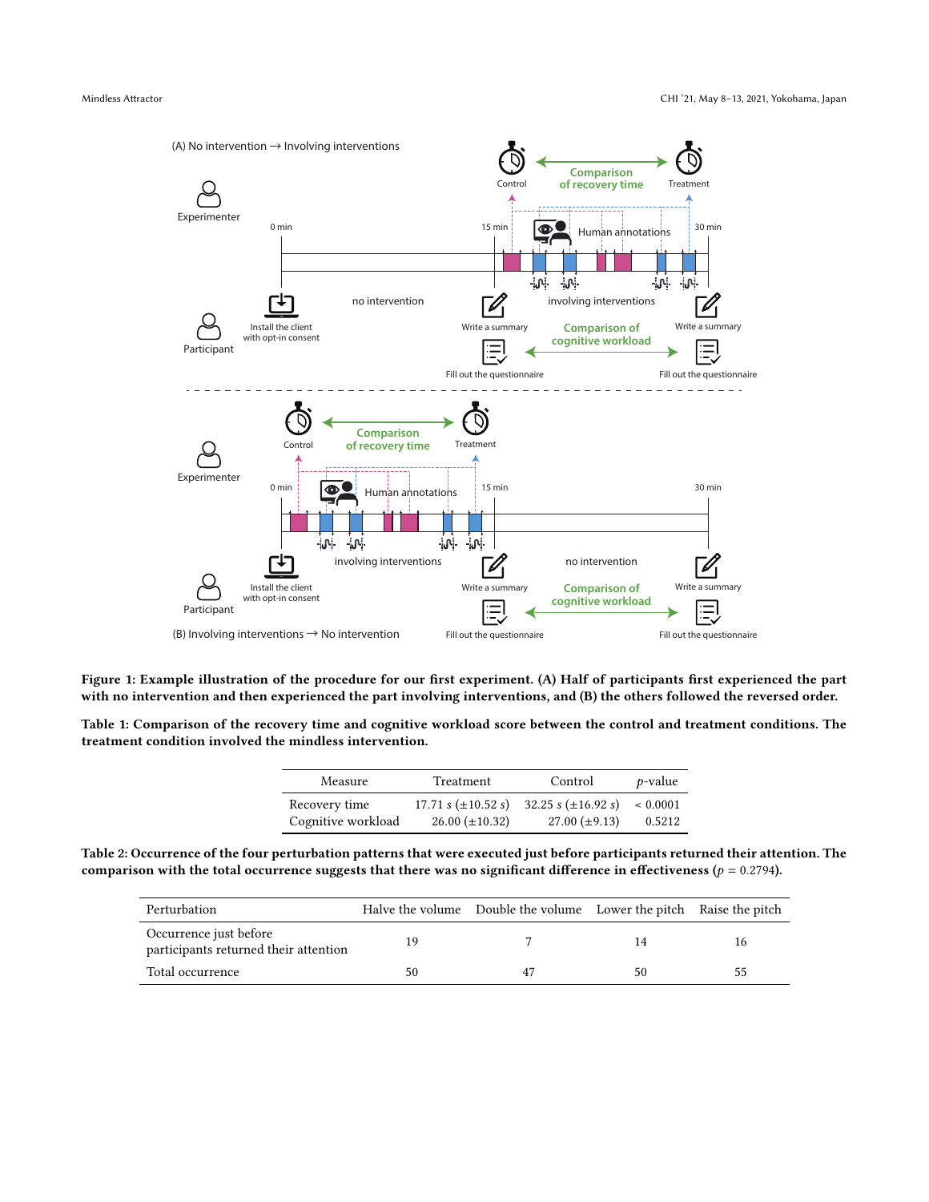Figure 1: Example illustration of the procedure for our first experiment. (A) Half of participants first experienced the part with no intervention and then experienced the part involving interventions, and (B) the others followed the reversed order.

Table 1: Comparison of the recovery time and cognitive workload score between the control and treatment conditions. The treatment condition involved the mindless intervention.

| Measure | Treatment | Control | $p$-value |
|---|---|---|---|
| Recovery time | 17.71 $s$ ($\pm$10.52 $s$) | 32.25 $s$ ($\pm$16.92 $s$) | < 0.0001 |
| Cognitive workload | 26.00 ($\pm$10.32) | 27.00 ($\pm$9.13) | 0.5212 |

Table 2: Occurrence of the four perturbation patterns that were executed just before participants returned their attention. The comparison with the total occurrence suggests that there was no significant difference in effectiveness ($p = 0.2794$).

| Perturbation | Halve the volume | Double the volume | Lower the pitch | Raise the pitch |
|---|---|---|---|---|
| Occurrence just before participants returned their attention | 19 | 7 | 14 | 16 |
| Total occurrence | 50 | 47 | 50 | 55 |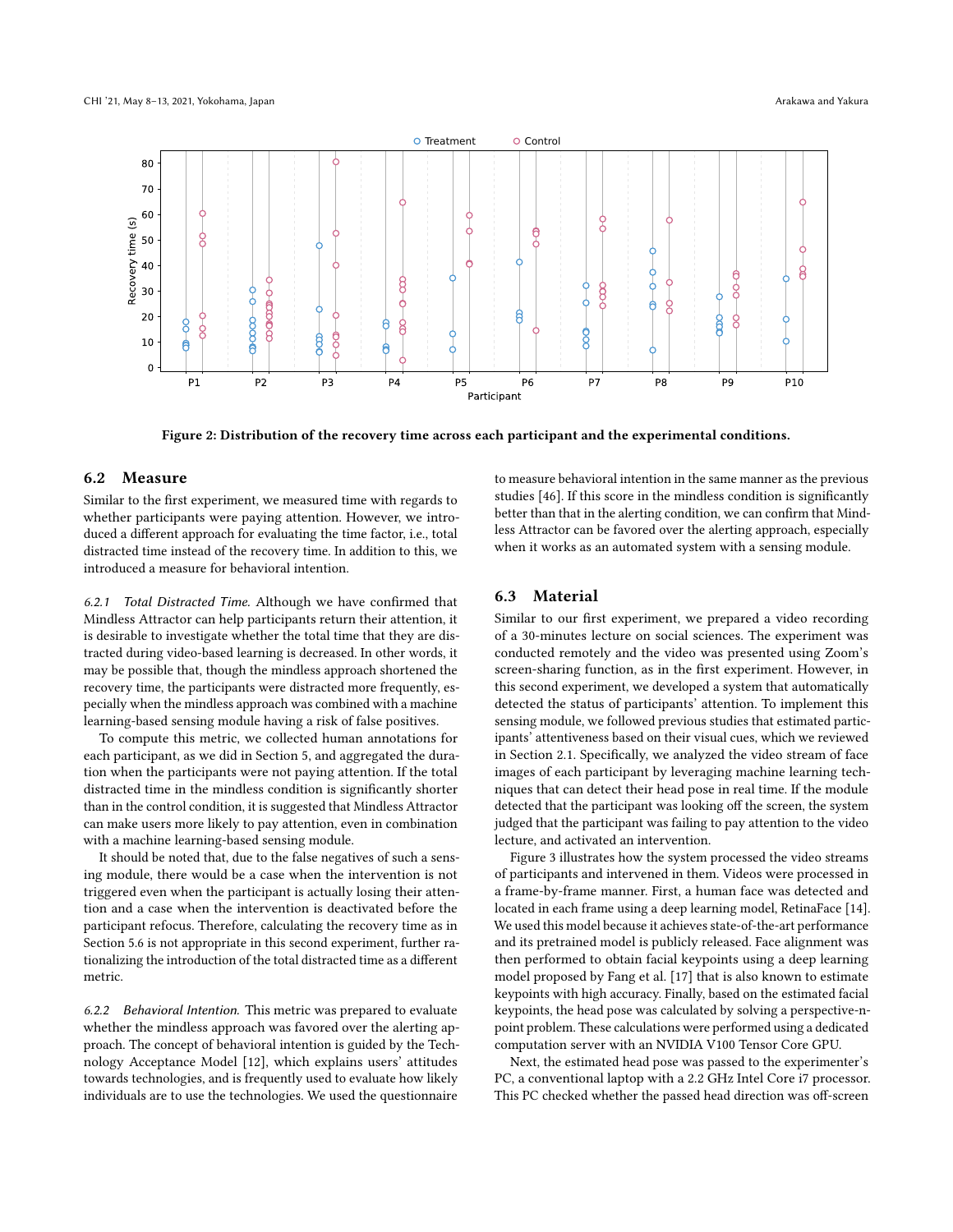Figure 2: Distribution of the recovery time across each participant and the experimental conditions.

## 6.2 Measure

Similar to the first experiment, we measured time with regards to whether participants were paying attention. However, we introduced a different approach for evaluating the time factor, i.e., total distracted time instead of the recovery time. In addition to this, we introduced a measure for behavioral intention.

### 6.2.1 *Total Distracted Time.*

Although we have confirmed that Mindless Attractor can help participants return their attention, it is desirable to investigate whether the total time that they are distracted during video-based learning is decreased. In other words, it may be possible that, though the mindless approach shortened the recovery time, the participants were distracted more frequently, especially when the mindless approach was combined with a machine learning-based sensing module having a risk of false positives.

To compute this metric, we collected human annotations for each participant, as we did in Section 5, and aggregated the duration when the participants were not paying attention. If the total distracted time in the mindless condition is significantly shorter than in the control condition, it is suggested that Mindless Attractor can make users more likely to pay attention, even in combination with a machine learning-based sensing module.

It should be noted that, due to the false negatives of such a sensing module, there would be a case when the intervention is not triggered even when the participant is actually losing their attention and a case when the intervention is deactivated before the participant refocus. Therefore, calculating the recovery time as in Section 5.6 is not appropriate in this second experiment, further rationalizing the introduction of the total distracted time as a different metric.

### 6.2.2 *Behavioral Intention.*

This metric was prepared to evaluate whether the mindless approach was favored over the alerting approach. The concept of behavioral intention is guided by the Technology Acceptance Model [12], which explains users' attitudes towards technologies, and is frequently used to evaluate how likely individuals are to use the technologies. We used the questionnaire to measure behavioral intention in the same manner as the previous studies [46]. If this score in the mindless condition is significantly better than that in the alerting condition, we can confirm that Mindless Attractor can be favored over the alerting approach, especially when it works as an automated system with a sensing module.

## 6.3 Material

Similar to our first experiment, we prepared a video recording of a 30-minutes lecture on social sciences. The experiment was conducted remotely and the video was presented using Zoom's screen-sharing function, as in the first experiment. However, in this second experiment, we developed a system that automatically detected the status of participants' attention. To implement this sensing module, we followed previous studies that estimated participants' attentiveness based on their visual cues, which we reviewed in Section 2.1. Specifically, we analyzed the video stream of face images of each participant by leveraging machine learning techniques that can detect their head pose in real time. If the module detected that the participant was looking off the screen, the system judged that the participant was failing to pay attention to the video lecture, and activated an intervention.

Figure 3 illustrates how the system processed the video streams of participants and intervened in them. Videos were processed in a frame-by-frame manner. First, a human face was detected and located in each frame using a deep learning model, RetinaFace [14]. We used this model because it achieves state-of-the-art performance and its pretrained model is publicly released. Face alignment was then performed to obtain facial keypoints using a deep learning model proposed by Fang et al. [17] that is also known to estimate keypoints with high accuracy. Finally, based on the estimated facial keypoints, the head pose was calculated by solving a perspective-n-point problem. These calculations were performed using a dedicated computation server with an NVIDIA V100 Tensor Core GPU.

Next, the estimated head pose was passed to the experimenter's PC, a conventional laptop with a 2.2 GHz Intel Core i7 processor. This PC checked whether the passed head direction was off-screen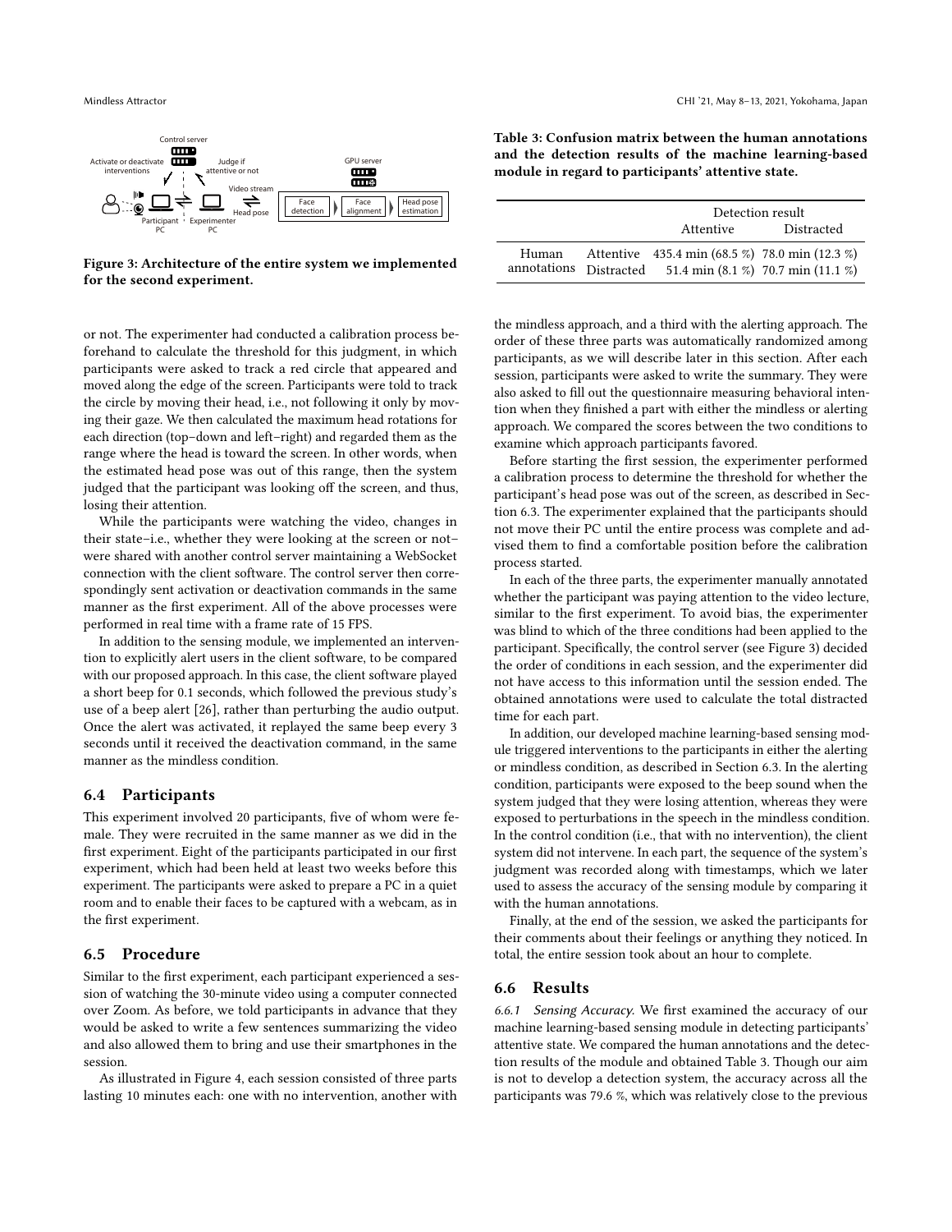Figure 3: Architecture of the entire system we implemented for the second experiment.

or not. The experimenter had conducted a calibration process beforehand to calculate the threshold for this judgment, in which participants were asked to track a red circle that appeared and moved along the edge of the screen. Participants were told to track the circle by moving their head, i.e., not following it only by moving their gaze. We then calculated the maximum head rotations for each direction (top–down and left–right) and regarded them as the range where the head is toward the screen. In other words, when the estimated head pose was out of this range, then the system judged that the participant was looking off the screen, and thus, losing their attention.

While the participants were watching the video, changes in their state–i.e., whether they were looking at the screen or not–were shared with another control server maintaining a WebSocket connection with the client software. The control server then correspondingly sent activation or deactivation commands in the same manner as the first experiment. All of the above processes were performed in real time with a frame rate of 15 FPS.

In addition to the sensing module, we implemented an intervention to explicitly alert users in the client software, to be compared with our proposed approach. In this case, the client software played a short beep for 0.1 seconds, which followed the previous study's use of a beep alert [26], rather than perturbing the audio output. Once the alert was activated, it replayed the same beep every 3 seconds until it received the deactivation command, in the same manner as the mindless condition.

## 6.4 Participants

This experiment involved 20 participants, five of whom were female. They were recruited in the same manner as we did in the first experiment. Eight of the participants participated in our first experiment, which had been held at least two weeks before this experiment. The participants were asked to prepare a PC in a quiet room and to enable their faces to be captured with a webcam, as in the first experiment.

## 6.5 Procedure

Similar to the first experiment, each participant experienced a session of watching the 30-minute video using a computer connected over Zoom. As before, we told participants in advance that they would be asked to write a few sentences summarizing the video and also allowed them to bring and use their smartphones in the session.

As illustrated in Figure 4, each session consisted of three parts lasting 10 minutes each: one with no intervention, another with the mindless approach, and a third with the alerting approach. The order of these three parts was automatically randomized among participants, as we will describe later in this section. After each session, participants were asked to write the summary. They were also asked to fill out the questionnaire measuring behavioral intention when they finished a part with either the mindless or alerting approach. We compared the scores between the two conditions to examine which approach participants favored.

Before starting the first session, the experimenter performed a calibration process to determine the threshold for whether the participant's head pose was out of the screen, as described in Section 6.3. The experimenter explained that the participants should not move their PC until the entire process was complete and advised them to find a comfortable position before the calibration process started.

In each of the three parts, the experimenter manually annotated whether the participant was paying attention to the video lecture, similar to the first experiment. To avoid bias, the experimenter was blind to which of the three conditions had been applied to the participant. Specifically, the control server (see Figure 3) decided the order of conditions in each session, and the experimenter did not have access to this information until the session ended. The obtained annotations were used to calculate the total distracted time for each part.

In addition, our developed machine learning-based sensing module triggered interventions to the participants in either the alerting or mindless condition, as described in Section 6.3. In the alerting condition, participants were exposed to the beep sound when the system judged that they were losing attention, whereas they were exposed to perturbations in the speech in the mindless condition. In the control condition (i.e., that with no intervention), the client system did not intervene. In each part, the sequence of the system's judgment was recorded along with timestamps, which we later used to assess the accuracy of the sensing module by comparing it with the human annotations.

Finally, at the end of the session, we asked the participants for their comments about their feelings or anything they noticed. In total, the entire session took about an hour to complete.

## 6.6 Results

*6.6.1 Sensing Accuracy.* We first examined the accuracy of our machine learning-based sensing module in detecting participants' attentive state. We compared the human annotations and the detection results of the module and obtained Table 3. Though our aim is not to develop a detection system, the accuracy across all the participants was 79.6 %, which was relatively close to the previous

**Table 3: Confusion matrix between the human annotations and the detection results of the machine learning-based module in regard to participants' attentive state.**

| | | Detection result | |
|---|---|---|---|
| | | Attentive | Distracted |
| Human annotations | Attentive | 435.4 min (68.5 %) | 78.0 min (12.3 %) |
| | Distracted | 51.4 min (8.1 %) | 70.7 min (11.1 %) |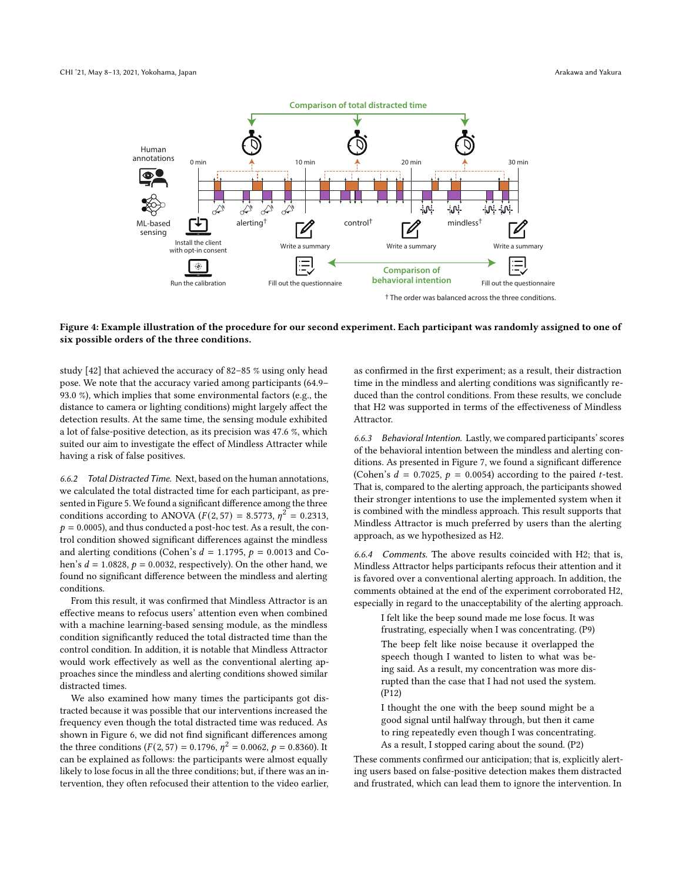Figure 4: Example illustration of the procedure for our second experiment. Each participant was randomly assigned to one of six possible orders of the three conditions.

study [42] that achieved the accuracy of 82–85 % using only head pose. We note that the accuracy varied among participants (64.9–93.0 %), which implies that some environmental factors (e.g., the distance to camera or lighting conditions) might largely affect the detection results. At the same time, the sensing module exhibited a lot of false-positive detection, as its precision was 47.6 %, which suited our aim to investigate the effect of Mindless Attracter while having a risk of false positives.

*6.6.2 Total Distracted Time.* Next, based on the human annotations, we calculated the total distracted time for each participant, as presented in Figure 5. We found a significant difference among the three conditions according to ANOVA ($F(2, 57) = 8.5773$, $\eta^2 = 0.2313$, $p = 0.0005$), and thus conducted a post-hoc test. As a result, the control condition showed significant differences against the mindless and alerting conditions (Cohen's $d = 1.1795$, $p = 0.0013$ and Cohen's $d = 1.0828$, $p = 0.0032$, respectively). On the other hand, we found no significant difference between the mindless and alerting conditions.

From this result, it was confirmed that Mindless Attractor is an effective means to refocus users' attention even when combined with a machine learning-based sensing module, as the mindless condition significantly reduced the total distracted time than the control condition. In addition, it is notable that Mindless Attractor would work effectively as well as the conventional alerting approaches since the mindless and alerting conditions showed similar distracted times.

We also examined how many times the participants got distracted because it was possible that our interventions increased the frequency even though the total distracted time was reduced. As shown in Figure 6, we did not find significant differences among the three conditions ($F(2, 57) = 0.1796$, $\eta^2 = 0.0062$, $p = 0.8360$). It can be explained as follows: the participants were almost equally likely to lose focus in all the three conditions; but, if there was an intervention, they often refocused their attention to the video earlier, as confirmed in the first experiment; as a result, their distraction time in the mindless and alerting conditions was significantly reduced than the control conditions. From these results, we conclude that H2 was supported in terms of the effectiveness of Mindless Attractor.

*6.6.3 Behavioral Intention.* Lastly, we compared participants' scores of the behavioral intention between the mindless and alerting conditions. As presented in Figure 7, we found a significant difference (Cohen's $d = 0.7025$, $p = 0.0054$) according to the paired $t$-test. That is, compared to the alerting approach, the participants showed their stronger intentions to use the implemented system when it is combined with the mindless approach. This result supports that Mindless Attractor is much preferred by users than the alerting approach, as we hypothesized as H2.

*6.6.4 Comments.* The above results coincided with H2; that is, Mindless Attractor helps participants refocus their attention and it is favored over a conventional alerting approach. In addition, the comments obtained at the end of the experiment corroborated H2, especially in regard to the unacceptability of the alerting approach.

> I felt like the beep sound made me lose focus. It was frustrating, especially when I was concentrating. (P9)

> The beep felt like noise because it overlapped the speech though I wanted to listen to what was being said. As a result, my concentration was more disrupted than the case that I had not used the system. (P12)

> I thought the one with the beep sound might be a good signal until halfway through, but then it came to ring repeatedly even though I was concentrating. As a result, I stopped caring about the sound. (P2)

These comments confirmed our anticipation; that is, explicitly alerting users based on false-positive detection makes them distracted and frustrated, which can lead them to ignore the intervention. In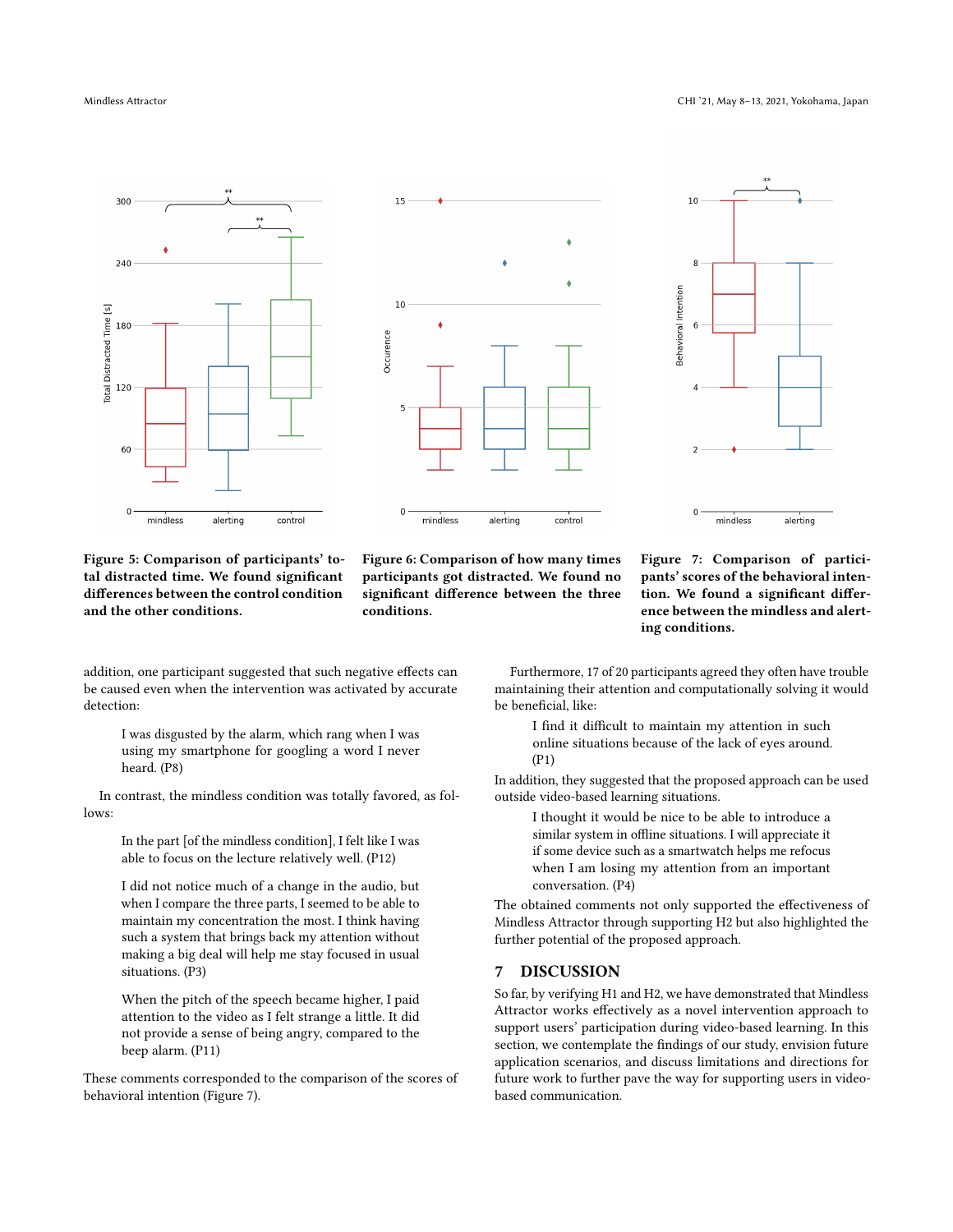Figure 5: Comparison of participants' total distracted time. We found significant differences between the control condition and the other conditions.

Figure 6: Comparison of how many times participants got distracted. We found no significant difference between the three conditions.

Figure 7: Comparison of participants' scores of the behavioral intention. We found a significant difference between the mindless and alerting conditions.

addition, one participant suggested that such negative effects can be caused even when the intervention was activated by accurate detection:

> I was disgusted by the alarm, which rang when I was using my smartphone for googling a word I never heard. (P8)

In contrast, the mindless condition was totally favored, as follows:

> In the part [of the mindless condition], I felt like I was able to focus on the lecture relatively well. (P12)

> I did not notice much of a change in the audio, but when I compare the three parts, I seemed to be able to maintain my concentration the most. I think having such a system that brings back my attention without making a big deal will help me stay focused in usual situations. (P3)

> When the pitch of the speech became higher, I paid attention to the video as I felt strange a little. It did not provide a sense of being angry, compared to the beep alarm. (P11)

These comments corresponded to the comparison of the scores of behavioral intention (Figure 7).

Furthermore, 17 of 20 participants agreed they often have trouble maintaining their attention and computationally solving it would be beneficial, like:

> I find it difficult to maintain my attention in such online situations because of the lack of eyes around. (P1)

In addition, they suggested that the proposed approach can be used outside video-based learning situations.

> I thought it would be nice to be able to introduce a similar system in offline situations. I will appreciate it if some device such as a smartwatch helps me refocus when I am losing my attention from an important conversation. (P4)

The obtained comments not only supported the effectiveness of Mindless Attractor through supporting H2 but also highlighted the further potential of the proposed approach.

## 7 DISCUSSION

So far, by verifying H1 and H2, we have demonstrated that Mindless Attractor works effectively as a novel intervention approach to support users' participation during video-based learning. In this section, we contemplate the findings of our study, envision future application scenarios, and discuss limitations and directions for future work to further pave the way for supporting users in video-based communication.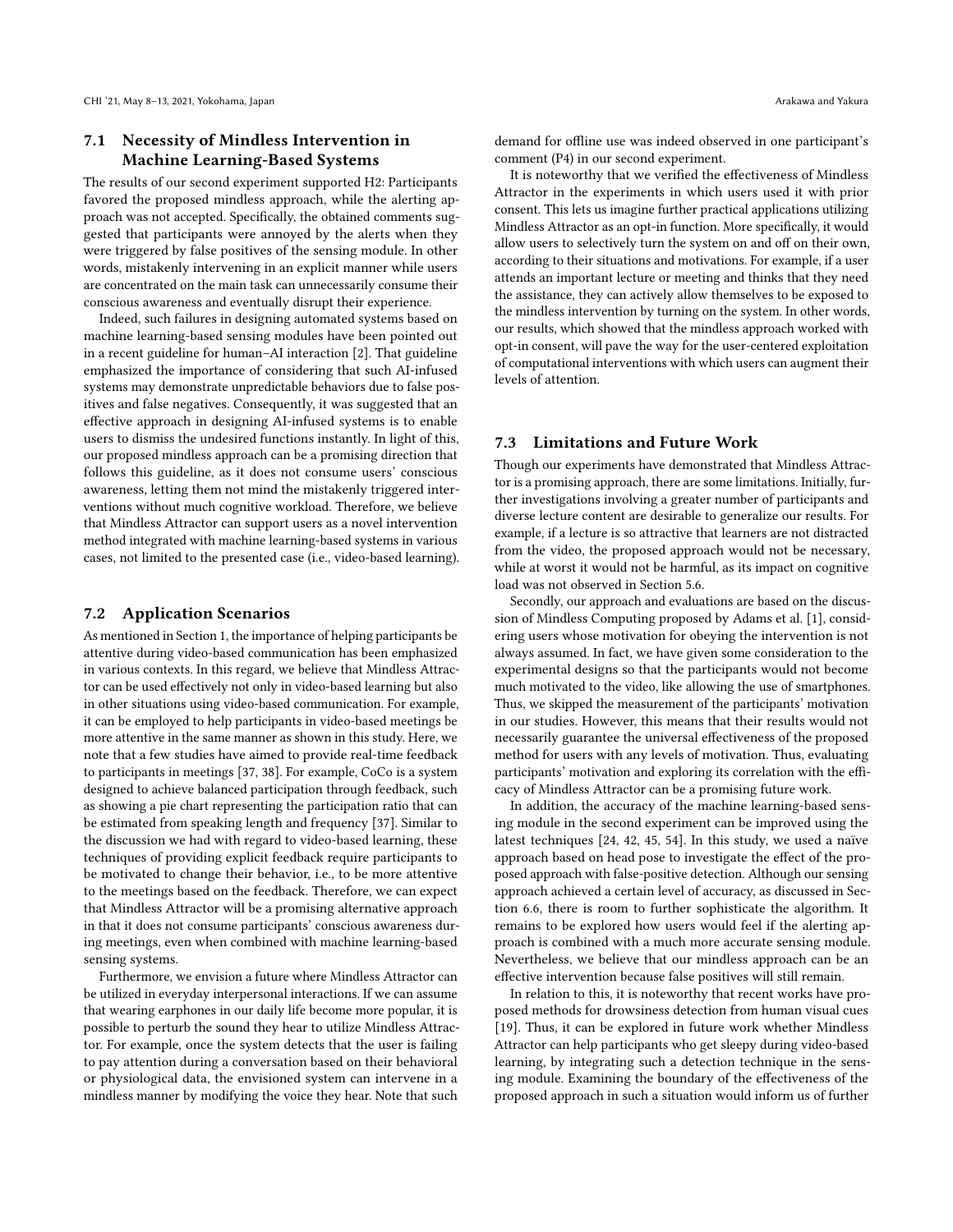### 7.1 Necessity of Mindless Intervention in Machine Learning-Based Systems

The results of our second experiment supported H2: Participants favored the proposed mindless approach, while the alerting approach was not accepted. Specifically, the obtained comments suggested that participants were annoyed by the alerts when they were triggered by false positives of the sensing module. In other words, mistakenly intervening in an explicit manner while users are concentrated on the main task can unnecessarily consume their conscious awareness and eventually disrupt their experience.

Indeed, such failures in designing automated systems based on machine learning-based sensing modules have been pointed out in a recent guideline for human–AI interaction [2]. That guideline emphasized the importance of considering that such AI-infused systems may demonstrate unpredictable behaviors due to false positives and false negatives. Consequently, it was suggested that an effective approach in designing AI-infused systems is to enable users to dismiss the undesired functions instantly. In light of this, our proposed mindless approach can be a promising direction that follows this guideline, as it does not consume users' conscious awareness, letting them not mind the mistakenly triggered interventions without much cognitive workload. Therefore, we believe that Mindless Attractor can support users as a novel intervention method integrated with machine learning-based systems in various cases, not limited to the presented case (i.e., video-based learning).

### 7.2 Application Scenarios

As mentioned in Section 1, the importance of helping participants be attentive during video-based communication has been emphasized in various contexts. In this regard, we believe that Mindless Attractor can be used effectively not only in video-based learning but also in other situations using video-based communication. For example, it can be employed to help participants in video-based meetings be more attentive in the same manner as shown in this study. Here, we note that a few studies have aimed to provide real-time feedback to participants in meetings [37, 38]. For example, CoCo is a system designed to achieve balanced participation through feedback, such as showing a pie chart representing the participation ratio that can be estimated from speaking length and frequency [37]. Similar to the discussion we had with regard to video-based learning, these techniques of providing explicit feedback require participants to be motivated to change their behavior, i.e., to be more attentive to the meetings based on the feedback. Therefore, we can expect that Mindless Attractor will be a promising alternative approach in that it does not consume participants' conscious awareness during meetings, even when combined with machine learning-based sensing systems.

Furthermore, we envision a future where Mindless Attractor can be utilized in everyday interpersonal interactions. If we can assume that wearing earphones in our daily life become more popular, it is possible to perturb the sound they hear to utilize Mindless Attractor. For example, once the system detects that the user is failing to pay attention during a conversation based on their behavioral or physiological data, the envisioned system can intervene in a mindless manner by modifying the voice they hear. Note that such demand for offline use was indeed observed in one participant's comment (P4) in our second experiment.

It is noteworthy that we verified the effectiveness of Mindless Attractor in the experiments in which users used it with prior consent. This lets us imagine further practical applications utilizing Mindless Attractor as an opt-in function. More specifically, it would allow users to selectively turn the system on and off on their own, according to their situations and motivations. For example, if a user attends an important lecture or meeting and thinks that they need the assistance, they can actively allow themselves to be exposed to the mindless intervention by turning on the system. In other words, our results, which showed that the mindless approach worked with opt-in consent, will pave the way for the user-centered exploitation of computational interventions with which users can augment their levels of attention.

### 7.3 Limitations and Future Work

Though our experiments have demonstrated that Mindless Attractor is a promising approach, there are some limitations. Initially, further investigations involving a greater number of participants and diverse lecture content are desirable to generalize our results. For example, if a lecture is so attractive that learners are not distracted from the video, the proposed approach would not be necessary, while at worst it would not be harmful, as its impact on cognitive load was not observed in Section 5.6.

Secondly, our approach and evaluations are based on the discussion of Mindless Computing proposed by Adams et al. [1], considering users whose motivation for obeying the intervention is not always assumed. In fact, we have given some consideration to the experimental designs so that the participants would not become much motivated to the video, like allowing the use of smartphones. Thus, we skipped the measurement of the participants' motivation in our studies. However, this means that their results would not necessarily guarantee the universal effectiveness of the proposed method for users with any levels of motivation. Thus, evaluating participants' motivation and exploring its correlation with the efficacy of Mindless Attractor can be a promising future work.

In addition, the accuracy of the machine learning-based sensing module in the second experiment can be improved using the latest techniques [24, 42, 45, 54]. In this study, we used a naïve approach based on head pose to investigate the effect of the proposed approach with false-positive detection. Although our sensing approach achieved a certain level of accuracy, as discussed in Section 6.6, there is room to further sophisticate the algorithm. It remains to be explored how users would feel if the alerting approach is combined with a much more accurate sensing module. Nevertheless, we believe that our mindless approach can be an effective intervention because false positives will still remain.

In relation to this, it is noteworthy that recent works have proposed methods for drowsiness detection from human visual cues [19]. Thus, it can be explored in future work whether Mindless Attractor can help participants who get sleepy during video-based learning, by integrating such a detection technique in the sensing module. Examining the boundary of the effectiveness of the proposed approach in such a situation would inform us of further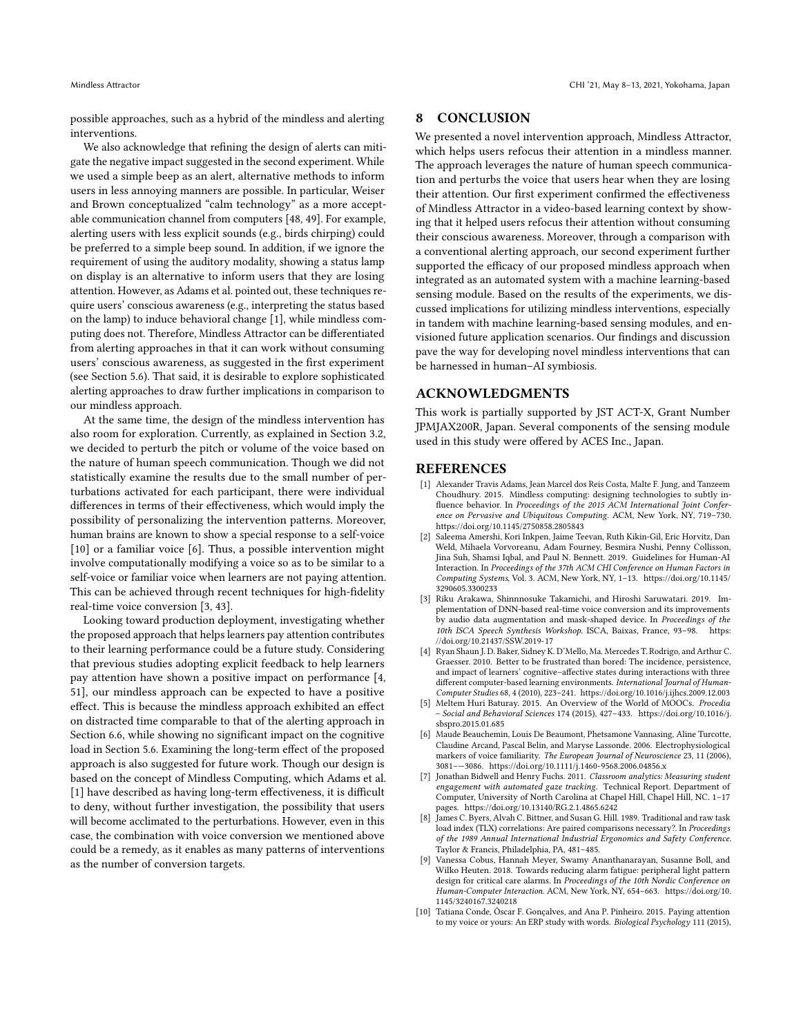possible approaches, such as a hybrid of the mindless and alerting interventions.

We also acknowledge that refining the design of alerts can mitigate the negative impact suggested in the second experiment. While we used a simple beep as an alert, alternative methods to inform users in less annoying manners are possible. In particular, Weiser and Brown conceptualized "calm technology" as a more acceptable communication channel from computers [48, 49]. For example, alerting users with less explicit sounds (e.g., birds chirping) could be preferred to a simple beep sound. In addition, if we ignore the requirement of using the auditory modality, showing a status lamp on display is an alternative to inform users that they are losing attention. However, as Adams et al. pointed out, these techniques require users' conscious awareness (e.g., interpreting the status based on the lamp) to induce behavioral change [1], while mindless computing does not. Therefore, Mindless Attractor can be differentiated from alerting approaches in that it can work without consuming users' conscious awareness, as suggested in the first experiment (see Section 5.6). That said, it is desirable to explore sophisticated alerting approaches to draw further implications in comparison to our mindless approach.

At the same time, the design of the mindless intervention has also room for exploration. Currently, as explained in Section 3.2, we decided to perturb the pitch or volume of the voice based on the nature of human speech communication. Though we did not statistically examine the results due to the small number of perturbations activated for each participant, there were individual differences in terms of their effectiveness, which would imply the possibility of personalizing the intervention patterns. Moreover, human brains are known to show a special response to a self-voice [10] or a familiar voice [6]. Thus, a possible intervention might involve computationally modifying a voice so as to be similar to a self-voice or familiar voice when learners are not paying attention. This can be achieved through recent techniques for high-fidelity real-time voice conversion [3, 43].

Looking toward production deployment, investigating whether the proposed approach that helps learners pay attention contributes to their learning performance could be a future study. Considering that previous studies adopting explicit feedback to help learners pay attention have shown a positive impact on performance [4, 51], our mindless approach can be expected to have a positive effect. This is because the mindless approach exhibited an effect on distracted time comparable to that of the alerting approach in Section 6.6, while showing no significant impact on the cognitive load in Section 5.6. Examining the long-term effect of the proposed approach is also suggested for future work. Though our design is based on the concept of Mindless Computing, which Adams et al. [1] have described as having long-term effectiveness, it is difficult to deny, without further investigation, the possibility that users will become acclimated to the perturbations. However, even in this case, the combination with voice conversion we mentioned above could be a remedy, as it enables as many patterns of interventions as the number of conversion targets.

## 8 CONCLUSION

We presented a novel intervention approach, Mindless Attractor, which helps users refocus their attention in a mindless manner. The approach leverages the nature of human speech communication and perturbs the voice that users hear when they are losing their attention. Our first experiment confirmed the effectiveness of Mindless Attractor in a video-based learning context by showing that it helped users refocus their attention without consuming their conscious awareness. Moreover, through a comparison with a conventional alerting approach, our second experiment further supported the efficacy of our proposed mindless approach when integrated as an automated system with a machine learning-based sensing module. Based on the results of the experiments, we discussed implications for utilizing mindless interventions, especially in tandem with machine learning-based sensing modules, and envisioned future application scenarios. Our findings and discussion pave the way for developing novel mindless interventions that can be harnessed in human–AI symbiosis.

## ACKNOWLEDGMENTS

This work is partially supported by JST ACT-X, Grant Number JPMJAX200R, Japan. Several components of the sensing module used in this study were offered by ACES Inc., Japan.

## REFERENCES

[1] Alexander Travis Adams, Jean Marcel dos Reis Costa, Malte F. Jung, and Tanzeem Choudhury. 2015. Mindless computing: designing technologies to subtly influence behavior. In *Proceedings of the 2015 ACM International Joint Conference on Pervasive and Ubiquitous Computing*. ACM, New York, NY, 719–730. https://doi.org/10.1145/2750858.2805843

[2] Saleema Amershi, Kori Inkpen, Jaime Teevan, Ruth Kikin-Gil, Eric Horvitz, Dan Weld, Mihaela Vorvoreanu, Adam Fourney, Besmira Nushi, Penny Collisson, Jina Suh, Shamsi Iqbal, and Paul N. Bennett. 2019. Guidelines for Human-AI Interaction. In *Proceedings of the 37th ACM CHI Conference on Human Factors in Computing Systems*, Vol. 3. ACM, New York, NY, 1–13. https://doi.org/10.1145/3290605.3300233

[3] Riku Arakawa, Shinnnosuke Takamichi, and Hiroshi Saruwatari. 2019. Implementation of DNN-based real-time voice conversion and its improvements by audio data augmentation and mask-shaped device. In *Proceedings of the 10th ISCA Speech Synthesis Workshop*. ISCA, Baixas, France, 93–98. https://doi.org/10.21437/SSW.2019-17

[4] Ryan Shaun J. D. Baker, Sidney K. D'Mello, Ma. Mercedes T. Rodrigo, and Arthur C. Graesser. 2010. Better to be frustrated than bored: The incidence, persistence, and impact of learners' cognitive–affective states during interactions with three different computer-based learning environments. *International Journal of Human-Computer Studies* 68, 4 (2010), 223–241. https://doi.org/10.1016/j.ijhcs.2009.12.003

[5] Meltem Huri Baturay. 2015. An Overview of the World of MOOCs. *Procedia – Social and Behavioral Sciences* 174 (2015), 427–433. https://doi.org/10.1016/j.sbspro.2015.01.685

[6] Maude Beauchemin, Louis De Beaumont, Phetsamone Vannasing, Aline Turcotte, Claudine Arcand, Pascal Belin, and Maryse Lassonde. 2006. Electrophysiological markers of voice familiarity. *The European Journal of Neuroscience* 23, 11 (2006), 3081—–3086. https://doi.org/10.1111/j.1460-9568.2006.04856.x

[7] Jonathan Bidwell and Henry Fuchs. 2011. *Classroom analytics: Measuring student engagement with automated gaze tracking.* Technical Report. Department of Computer, University of North Carolina at Chapel Hill, Chapel Hill, NC. 1–17 pages. https://doi.org/10.13140/RG.2.1.4865.6242

[8] James C. Byers, Alvah C. Bittner, and Susan G. Hill. 1989. Traditional and raw task load index (TLX) correlations: Are paired comparisons necessary?. In *Proceedings of the 1989 Annual International Industrial Ergonomics and Safety Conference*. Taylor & Francis, Philadelphia, PA, 481–485.

[9] Vanessa Cobus, Hannah Meyer, Swamy Ananthanarayan, Susanne Boll, and Wilko Heuten. 2018. Towards reducing alarm fatigue: peripheral light pattern design for critical care alarms. In *Proceedings of the 10th Nordic Conference on Human-Computer Interaction*. ACM, New York, NY, 654–663. https://doi.org/10.1145/3240167.3240218

[10] Tatiana Conde, Óscar F. Gonçalves, and Ana P. Pinheiro. 2015. Paying attention to my voice or yours: An ERP study with words. *Biological Psychology* 111 (2015),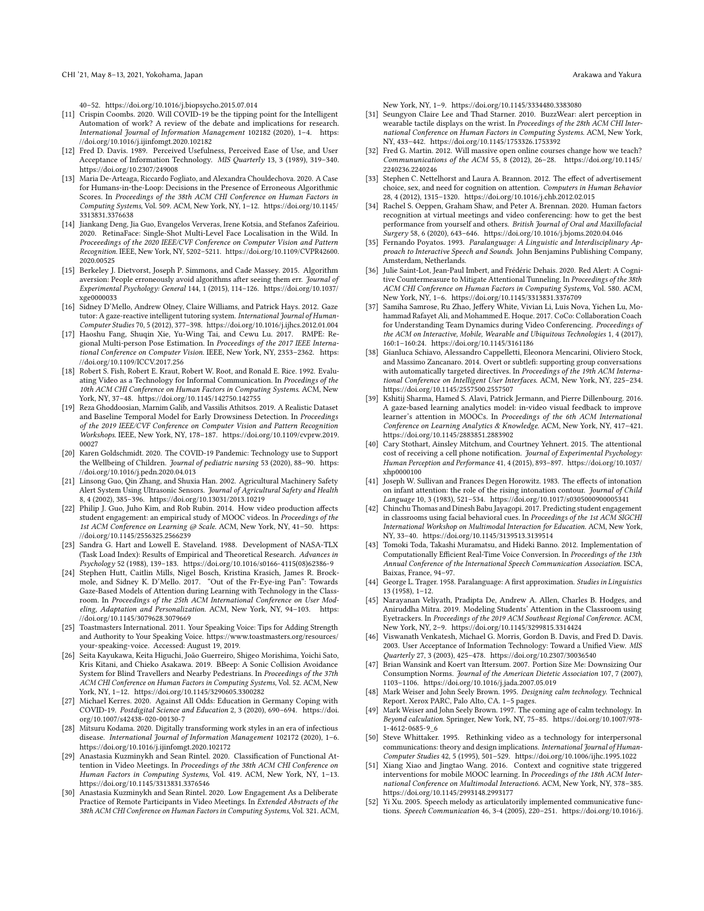40–52. https://doi.org/10.1016/j.biopsycho.2015.07.014

[11] Crispin Coombs. 2020. Will COVID-19 be the tipping point for the Intelligent Automation of work? A review of the debate and implications for research. *International Journal of Information Management* 102182 (2020), 1–4. https://doi.org/10.1016/j.ijinfomgt.2020.102182

[12] Fred D. Davis. 1989. Perceived Usefulness, Perceived Ease of Use, and User Acceptance of Information Technology. *MIS Quarterly* 13, 3 (1989), 319–340. https://doi.org/10.2307/249008

[13] Maria De-Arteaga, Riccardo Fogliato, and Alexandra Chouldechova. 2020. A Case for Humans-in-the-Loop: Decisions in the Presence of Erroneous Algorithmic Scores. In *Proceedings of the 38th ACM CHI Conference on Human Factors in Computing Systems*, Vol. 509. ACM, New York, NY, 1–12. https://doi.org/10.1145/3313831.3376638

[14] Jiankang Deng, Jia Guo, Evangelos Ververas, Irene Kotsia, and Stefanos Zafeiriou. 2020. RetinaFace: Single-Shot Multi-Level Face Localisation in the Wild. In *Proceeedings of the 2020 IEEE/CVF Conference on Computer Vision and Pattern Recognition*. IEEE, New York, NY, 5202–5211. https://doi.org/10.1109/CVPR42600.2020.00525

[15] Berkeley J. Dietvorst, Joseph P. Simmons, and Cade Massey. 2015. Algorithm aversion: People erroneously avoid algorithms after seeing them err. *Journal of Experimental Psychology: General* 144, 1 (2015), 114–126. https://doi.org/10.1037/xge0000033

[16] Sidney D'Mello, Andrew Olney, Claire Williams, and Patrick Hays. 2012. Gaze tutor: A gaze-reactive intelligent tutoring system. *International Journal of Human-Computer Studies* 70, 5 (2012), 377–398. https://doi.org/10.1016/j.ijhcs.2012.01.004

[17] Haoshu Fang, Shuqin Xie, Yu-Wing Tai, and Cewu Lu. 2017. RMPE: Regional Multi-person Pose Estimation. In *Proceedings of the 2017 IEEE International Conference on Computer Vision*. IEEE, New York, NY, 2353–2362. https://doi.org/10.1109/ICCV.2017.256

[18] Robert S. Fish, Robert E. Kraut, Robert W. Root, and Ronald E. Rice. 1992. Evaluating Video as a Technology for Informal Communication. In *Procedings of the 10th ACM CHI Conference on Human Factors in Computing Systems*. ACM, New York, NY, 37–48. https://doi.org/10.1145/142750.142755

[19] Reza Ghoddoosian, Marnim Galib, and Vassilis Athitsos. 2019. A Realistic Dataset and Baseline Temporal Model for Early Drowsiness Detection. In *Proceedings of the 2019 IEEE/CVF Conference on Computer Vision and Pattern Recognition Workshops*. IEEE, New York, NY, 178–187. https://doi.org/10.1109/cvprw.2019.00027

[20] Karen Goldschmidt. 2020. The COVID-19 Pandemic: Technology use to Support the Wellbeing of Children. *Journal of pediatric nursing* 53 (2020), 88–90. https://doi.org/10.1016/j.pedn.2020.04.013

[21] Linsong Guo, Qin Zhang, and Shuxia Han. 2002. Agricultural Machinery Safety Alert System Using Ultrasonic Sensors. *Journal of Agricultural Safety and Health* 8, 4 (2002), 385–396. https://doi.org/10.13031/2013.10219

[22] Philip J. Guo, Juho Kim, and Rob Rubin. 2014. How video production affects student engagement: an empirical study of MOOC videos. In *Proceedings of the 1st ACM Conference on Learning @ Scale*. ACM, New York, NY, 41–50. https://doi.org/10.1145/2556325.2566239

[23] Sandra G. Hart and Lowell E. Staveland. 1988. Development of NASA-TLX (Task Load Index): Results of Empirical and Theoretical Research. *Advances in Psychology* 52 (1988), 139–183. https://doi.org/10.1016/s0166-4115(08)62386-9

[24] Stephen Hutt, Caitlin Mills, Nigel Bosch, Kristina Krasich, James R. Brockmole, and Sidney K. D'Mello. 2017. "Out of the Fr-Eye-ing Pan": Towards Gaze-Based Models of Attention during Learning with Technology in the Classroom. In *Proceedings of the 25th ACM International Conference on User Modeling, Adaptation and Personalization*. ACM, New York, NY, 94–103. https://doi.org/10.1145/3079628.3079669

[25] Toastmasters International. 2011. Your Speaking Voice: Tips for Adding Strength and Authority to Your Speaking Voice. https://www.toastmasters.org/resources/your-speaking-voice. Accessed: August 19, 2019.

[26] Seita Kayukawa, Keita Higuchi, João Guerreiro, Shigeo Morishima, Yoichi Sato, Kris Kitani, and Chieko Asakawa. 2019. BBeep: A Sonic Collision Avoidance System for Blind Travellers and Nearby Pedestrians. In *Proceedings of the 37th ACM CHI Conference on Human Factors in Computing Systems*, Vol. 52. ACM, New York, NY, 1–12. https://doi.org/10.1145/3290605.3300282

[27] Michael Kerres. 2020. Against All Odds: Education in Germany Coping with COVID-19. *Postdigital Science and Education* 2, 3 (2020), 690–694. https://doi.org/10.1007/s42438-020-00130-7

[28] Mitsuru Kodama. 2020. Digitally transforming work styles in an era of infectious disease. *International Journal of Information Management* 102172 (2020), 1–6. https://doi.org/10.1016/j.ijinfomgt.2020.102172

[29] Anastasia Kuzminykh and Sean Rintel. 2020. Classification of Functional Attention in Video Meetings. In *Proceedings of the 38th ACM CHI Conference on Human Factors in Computing Systems*, Vol. 419. ACM, New York, NY, 1–13. https://doi.org/10.1145/3313831.3376546

[30] Anastasia Kuzminykh and Sean Rintel. 2020. Low Engagement As a Deliberate Practice of Remote Participants in Video Meetings. In *Extended Abstracts of the 38th ACM CHI Conference on Human Factors in Computing Systems*, Vol. 321. ACM, New York, NY, 1–9. https://doi.org/10.1145/3334480.3383080

[31] Seungyon Claire Lee and Thad Starner. 2010. BuzzWear: alert perception in wearable tactile displays on the wrist. In *Proceedings of the 28th ACM CHI International Conference on Human Factors in Computing Systems*. ACM, New York, NY, 433–442. https://doi.org/10.1145/1753326.1753392

[32] Fred G. Martin. 2012. Will massive open online courses change how we teach? *Communications of the ACM* 55, 8 (2012), 26–28. https://doi.org/10.1145/2240236.2240246

[33] Stephen C. Nettelhorst and Laura A. Brannon. 2012. The effect of advertisement choice, sex, and need for cognition on attention. *Computers in Human Behavior* 28, 4 (2012), 1315–1320. https://doi.org/10.1016/j.chb.2012.02.015

[34] Rachel S. Oeppen, Graham Shaw, and Peter A. Brennan. 2020. Human factors recognition at virtual meetings and video conferencing: how to get the best performance from yourself and others. *British Journal of Oral and Maxillofacial Surgery* 58, 6 (2020), 643–646. https://doi.org/10.1016/j.bjoms.2020.04.046

[35] Fernando Poyatos. 1993. *Paralanguage: A Linguistic and Interdisciplinary Approach to Interactive Speech and Sounds.* John Benjamins Publishing Company, Amsterdam, Netherlands.

[36] Julie Saint-Lot, Jean-Paul Imbert, and Frédéric Dehais. 2020. Red Alert: A Cognitive Countermeasure to Mitigate Attentional Tunneling. In *Proceedings of the 38th ACM CHI Conference on Human Factors in Computing Systems*, Vol. 580. ACM, New York, NY, 1–6. https://doi.org/10.1145/3313831.3376709

[37] Samiha Samrose, Ru Zhao, Jeffery White, Vivian Li, Luis Nova, Yichen Lu, Mohammad Rafayet Ali, and Mohammed E. Hoque. 2017. CoCo: Collaboration Coach for Understanding Team Dynamics during Video Conferencing. *Proceedings of the ACM on Interactive, Mobile, Wearable and Ubiquitous Technologies* 1, 4 (2017), 160:1–160:24. https://doi.org/10.1145/3161186

[38] Gianluca Schiavo, Alessandro Cappelletti, Eleonora Mencarini, Oliviero Stock, and Massimo Zancanaro. 2014. Overt or subtle? supporting group conversations with automatically targeted directives. In *Proceedings of the 19th ACM International Conference on Intelligent User Interfaces*. ACM, New York, NY, 225–234. https://doi.org/10.1145/2557500.2557507

[39] Kshitij Sharma, Hamed S. Alavi, Patrick Jermann, and Pierre Dillenbourg. 2016. A gaze-based learning analytics model: in-video visual feedback to improve learner's attention in MOOCs. In *Proceedings of the 6th ACM International Conference on Learning Analytics & Knowledge*. ACM, New York, NY, 417–421. https://doi.org/10.1145/2883851.2883902

[40] Cary Stothart, Ainsley Mitchum, and Courtney Yehnert. 2015. The attentional cost of receiving a cell phone notification. *Journal of Experimental Psychology: Human Perception and Performance* 41, 4 (2015), 893–897. https://doi.org/10.1037/xhp0000100

[41] Joseph W. Sullivan and Frances Degen Horowitz. 1983. The effects of intonation on infant attention: the role of the rising intonation contour. *Journal of Child Language* 10, 3 (1983), 521–534. https://doi.org/10.1017/s0305000900005341

[42] Chinchu Thomas and Dinesh Babu Jayagopi. 2017. Predicting student engagement in classrooms using facial behavioral cues. In *Proceedings of the 1st ACM SIGCHI International Workshop on Multimodal Interaction for Education*. ACM, New York, NY, 33–40. https://doi.org/10.1145/3139513.3139514

[43] Tomoki Toda, Takashi Muramatsu, and Hideki Banno. 2012. Implementation of Computationally Efficient Real-Time Voice Conversion. In *Proceedings of the 13th Annual Conference of the International Speech Communication Association*. ISCA, Baixas, France, 94–97.

[44] George L. Trager. 1958. Paralanguage: A first approximation. *Studies in Linguistics* 13 (1958), 1–12.

[45] Narayanan Veliyath, Pradipta De, Andrew A. Allen, Charles B. Hodges, and Aniruddha Mitra. 2019. Modeling Students' Attention in the Classroom using Eyetrackers. In *Proceedings of the 2019 ACM Southeast Regional Conference*. ACM, New York, NY, 2–9. https://doi.org/10.1145/3299815.3314424

[46] Viswanath Venkatesh, Michael G. Morris, Gordon B. Davis, and Fred D. Davis. 2003. User Acceptance of Information Technology: Toward a Unified View. *MIS Quarterly* 27, 3 (2003), 425–478. https://doi.org/10.2307/30036540

[47] Brian Wansink and Koert van Ittersum. 2007. Portion Size Me: Downsizing Our Consumption Norms. *Journal of the American Dietetic Association* 107, 7 (2007), 1103–1106. https://doi.org/10.1016/j.jada.2007.05.019

[48] Mark Weiser and John Seely Brown. 1995. *Designing calm technology.* Technical Report. Xerox PARC, Palo Alto, CA. 1–5 pages.

[49] Mark Weiser and John Seely Brown. 1997. The coming age of calm technology. In *Beyond calculation*. Springer, New York, NY, 75–85. https://doi.org/10.1007/978-1-4612-0685-9_6

[50] Steve Whittaker. 1995. Rethinking video as a technology for interpersonal communications: theory and design implications. *International Journal of Human-Computer Studies* 42, 5 (1995), 501–529. https://doi.org/10.1006/ijhc.1995.1022

[51] Xiang Xiao and Jingtao Wang. 2016. Context and cognitive state triggered interventions for mobile MOOC learning. In *Proceedings of the 18th ACM International Conference on Multimodal Interaction6*. ACM, New York, NY, 378–385. https://doi.org/10.1145/2993148.2993177

[52] Yi Xu. 2005. Speech melody as articulatorily implemented communicative functions. *Speech Communication* 46, 3-4 (2005), 220–251. https://doi.org/10.1016/j.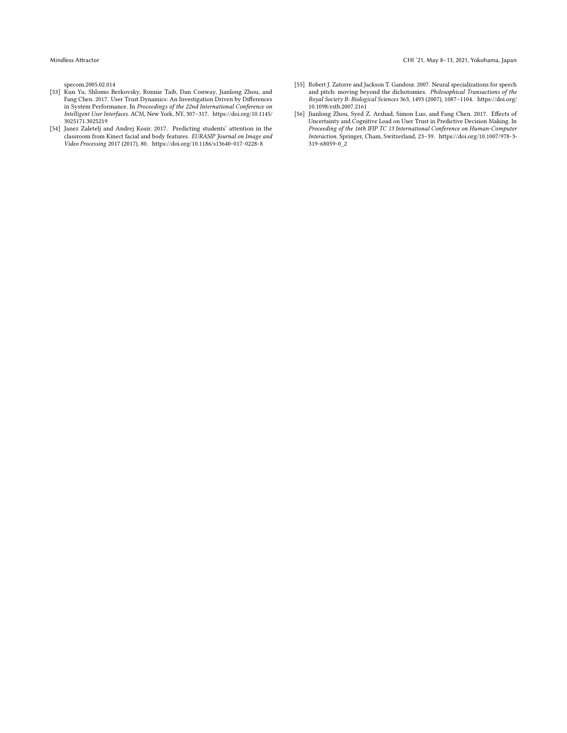specom.2005.02.014

[53] Kun Yu, Shlomo Berkovsky, Ronnie Taib, Dan Conway, Jianlong Zhou, and Fang Chen. 2017. User Trust Dynamics: An Investigation Driven by Differences in System Performance. In *Proceedings of the 22nd International Conference on Intelligent User Interfaces*. ACM, New York, NY, 307–317. https://doi.org/10.1145/3025171.3025219

[54] Janez Zaletelj and Andrej Kosir. 2017. Predicting students' attention in the classroom from Kinect facial and body features. *EURASIP Journal on Image and Video Processing* 2017 (2017), 80. https://doi.org/10.1186/s13640-017-0228-8

[55] Robert J. Zatorre and Jackson T. Gandour. 2007. Neural specializations for speech and pitch: moving beyond the dichotomies. *Philosophical Transactions of the Royal Society B: Biological Sciences* 363, 1493 (2007), 1087–1104. https://doi.org/10.1098/rstb.2007.2161

[56] Jianlong Zhou, Syed Z. Arshad, Simon Luo, and Fang Chen. 2017. Effects of Uncertainty and Cognitive Load on User Trust in Predictive Decision Making. In *Proceeding of the 16th IFIP TC 13 International Conference on Human-Computer Interaction*. Springer, Cham, Switzerland, 23–39. https://doi.org/10.1007/978-3-319-68059-0_2